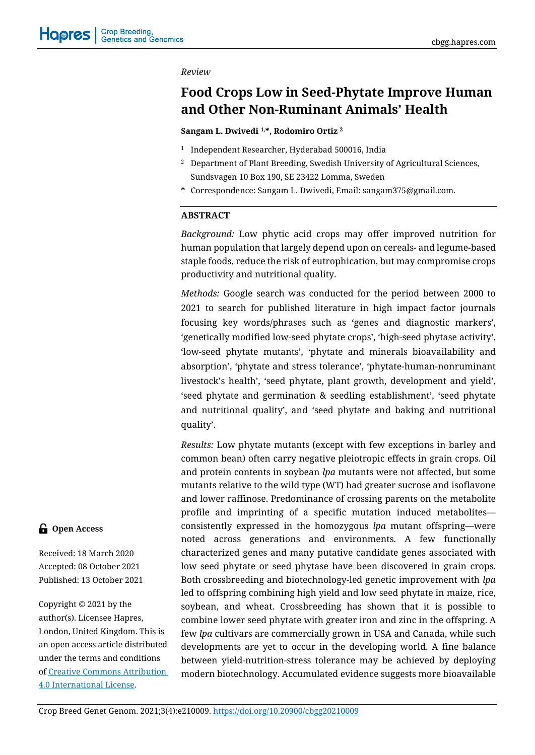*Review*

# Food Crops Low in Seed-Phytate Improve Human and Other Non-Ruminant Animals' Health

**Sangam L. Dwivedi** [1,*], **Rodomiro Ortiz** [2]

[1] Independent Researcher, Hyderabad 500016, India

[2] Department of Plant Breeding, Swedish University of Agricultural Sciences, Sundsvagen 10 Box 190, SE 23422 Lomma, Sweden

* Correspondence: Sangam L. Dwivedi, Email: sangam375@gmail.com.

## ABSTRACT

*Background:* Low phytic acid crops may offer improved nutrition for human population that largely depend upon on cereals- and legume-based staple foods, reduce the risk of eutrophication, but may compromise crops productivity and nutritional quality.

*Methods:* Google search was conducted for the period between 2000 to 2021 to search for published literature in high impact factor journals focusing key words/phrases such as 'genes and diagnostic markers', 'genetically modified low-seed phytate crops', 'high-seed phytase activity', 'low-seed phytate mutants', 'phytate and minerals bioavailability and absorption', 'phytate and stress tolerance', 'phytate-human-nonruminant livestock's health', 'seed phytate, plant growth, development and yield', 'seed phytate and germination & seedling establishment', 'seed phytate and nutritional quality', and 'seed phytate and baking and nutritional quality'.

*Results:* Low phytate mutants (except with few exceptions in barley and common bean) often carry negative pleiotropic effects in grain crops. Oil and protein contents in soybean *lpa* mutants were not affected, but some mutants relative to the wild type (WT) had greater sucrose and isoflavone and lower raffinose. Predominance of crossing parents on the metabolite profile and imprinting of a specific mutation induced metabolites—consistently expressed in the homozygous *lpa* mutant offspring—were noted across generations and environments. A few functionally characterized genes and many putative candidate genes associated with low seed phytate or seed phytase have been discovered in grain crops. Both crossbreeding and biotechnology-led genetic improvement with *lpa* led to offspring combining high yield and low seed phytate in maize, rice, soybean, and wheat. Crossbreeding has shown that it is possible to combine lower seed phytate with greater iron and zinc in the offspring. A few *lpa* cultivars are commercially grown in USA and Canada, while such developments are yet to occur in the developing world. A fine balance between yield-nutrition-stress tolerance may be achieved by deploying modern biotechnology. Accumulated evidence suggests more bioavailable

**Open Access**

Received: 18 March 2020

Accepted: 08 October 2021

Published: 13 October 2021

Copyright © 2021 by the author(s). Licensee Hapres, London, United Kingdom. This is an open access article distributed under the terms and conditions of [Creative Commons Attribution 4.0 International License](https://creativecommons.org/licenses/by/4.0/).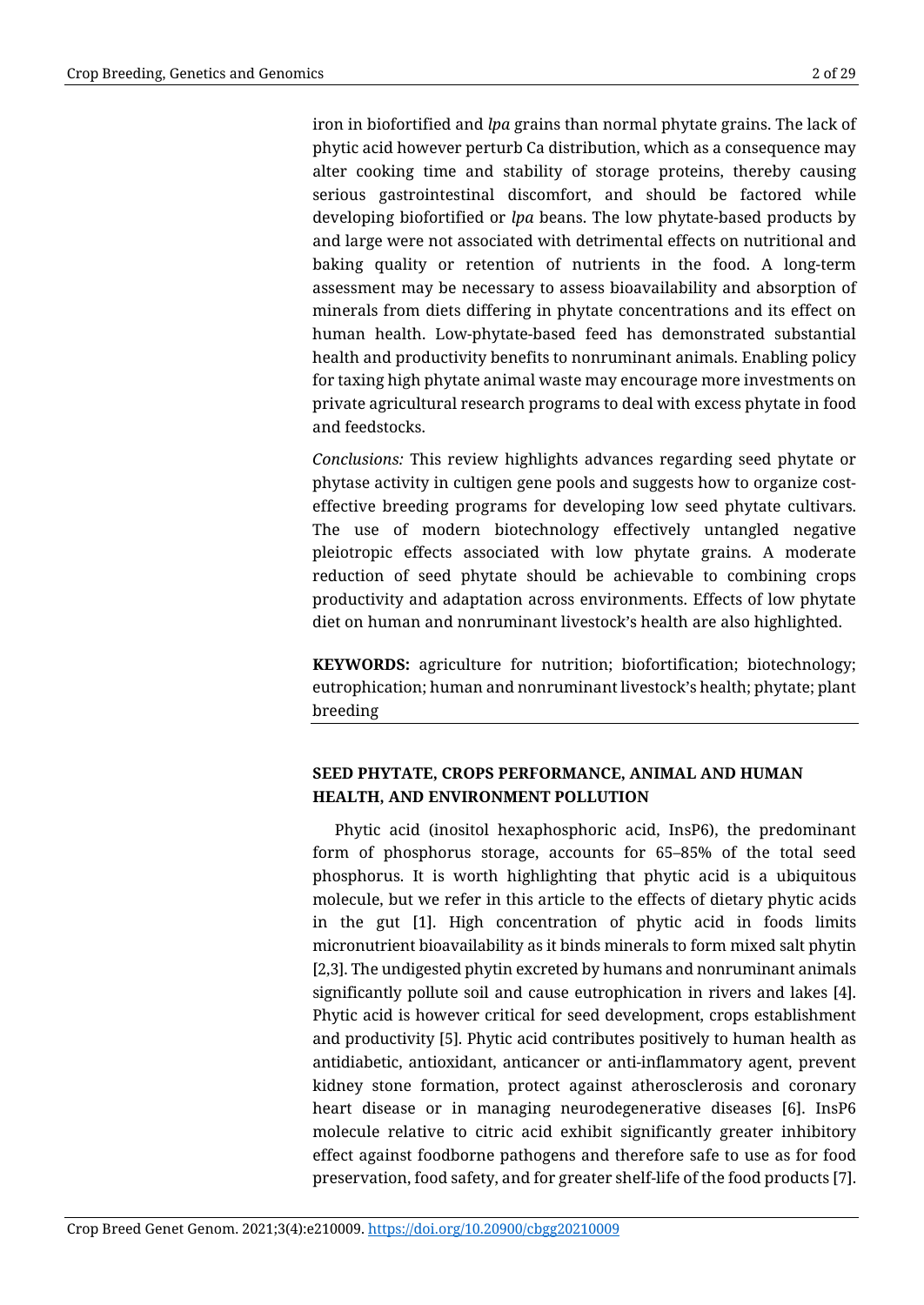iron in biofortified and *lpa* grains than normal phytate grains. The lack of phytic acid however perturb Ca distribution, which as a consequence may alter cooking time and stability of storage proteins, thereby causing serious gastrointestinal discomfort, and should be factored while developing biofortified or *lpa* beans. The low phytate-based products by and large were not associated with detrimental effects on nutritional and baking quality or retention of nutrients in the food. A long-term assessment may be necessary to assess bioavailability and absorption of minerals from diets differing in phytate concentrations and its effect on human health. Low-phytate-based feed has demonstrated substantial health and productivity benefits to nonruminant animals. Enabling policy for taxing high phytate animal waste may encourage more investments on private agricultural research programs to deal with excess phytate in food and feedstocks.

*Conclusions:* This review highlights advances regarding seed phytate or phytase activity in cultigen gene pools and suggests how to organize cost-effective breeding programs for developing low seed phytate cultivars. The use of modern biotechnology effectively untangled negative pleiotropic effects associated with low phytate grains. A moderate reduction of seed phytate should be achievable to combining crops productivity and adaptation across environments. Effects of low phytate diet on human and nonruminant livestock's health are also highlighted.

**KEYWORDS:** agriculture for nutrition; biofortification; biotechnology; eutrophication; human and nonruminant livestock's health; phytate; plant breeding

## SEED PHYTATE, CROPS PERFORMANCE, ANIMAL AND HUMAN HEALTH, AND ENVIRONMENT POLLUTION

Phytic acid (inositol hexaphosphoric acid, InsP6), the predominant form of phosphorus storage, accounts for 65–85% of the total seed phosphorus. It is worth highlighting that phytic acid is a ubiquitous molecule, but we refer in this article to the effects of dietary phytic acids in the gut [1]. High concentration of phytic acid in foods limits micronutrient bioavailability as it binds minerals to form mixed salt phytin [2,3]. The undigested phytin excreted by humans and nonruminant animals significantly pollute soil and cause eutrophication in rivers and lakes [4]. Phytic acid is however critical for seed development, crops establishment and productivity [5]. Phytic acid contributes positively to human health as antidiabetic, antioxidant, anticancer or anti-inflammatory agent, prevent kidney stone formation, protect against atherosclerosis and coronary heart disease or in managing neurodegenerative diseases [6]. InsP6 molecule relative to citric acid exhibit significantly greater inhibitory effect against foodborne pathogens and therefore safe to use as for food preservation, food safety, and for greater shelf-life of the food products [7].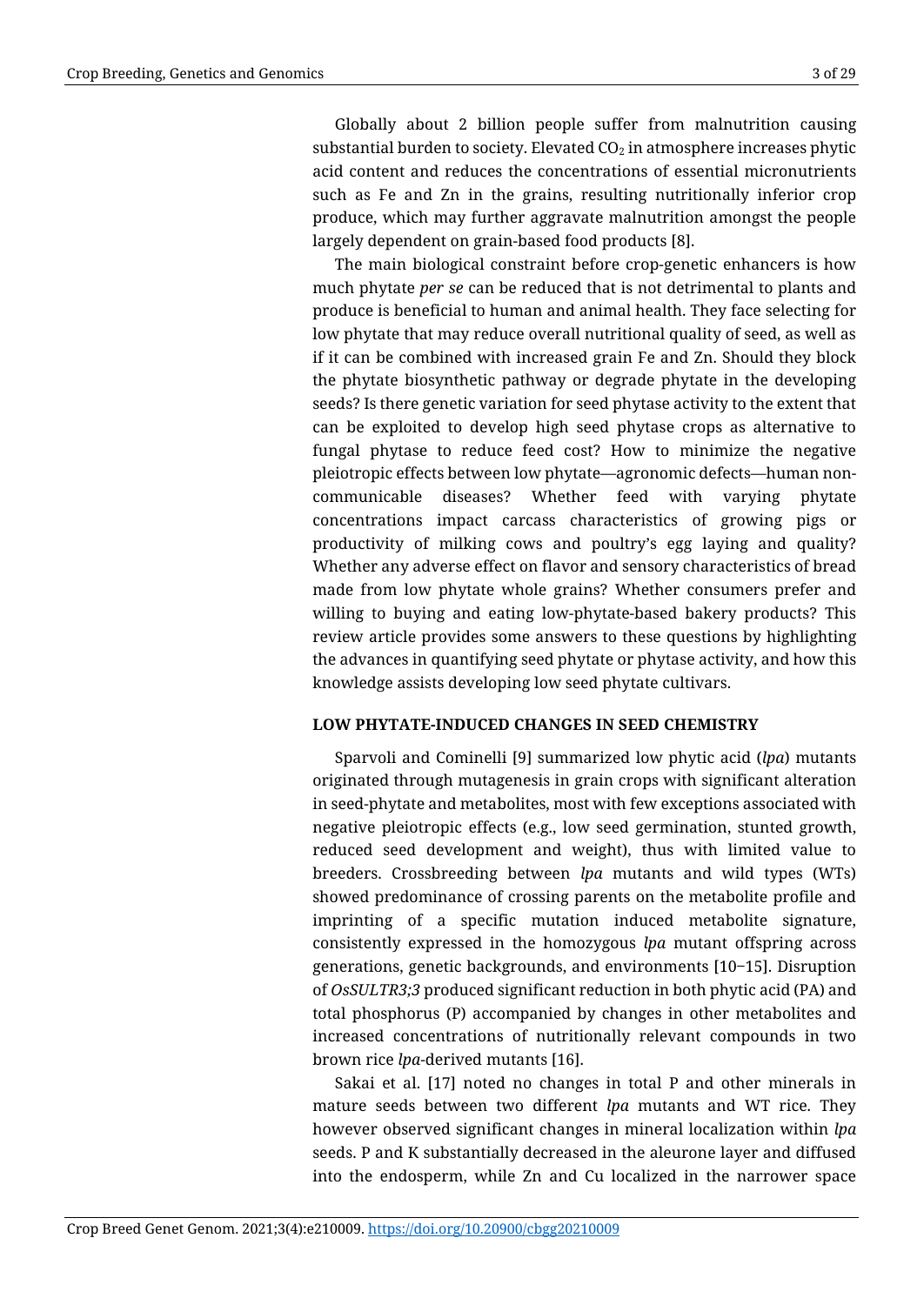Globally about 2 billion people suffer from malnutrition causing substantial burden to society. Elevated $CO_2$ in atmosphere increases phytic acid content and reduces the concentrations of essential micronutrients such as Fe and Zn in the grains, resulting nutritionally inferior crop produce, which may further aggravate malnutrition amongst the people largely dependent on grain-based food products [8].

The main biological constraint before crop-genetic enhancers is how much phytate *per se* can be reduced that is not detrimental to plants and produce is beneficial to human and animal health. They face selecting for low phytate that may reduce overall nutritional quality of seed, as well as if it can be combined with increased grain Fe and Zn. Should they block the phytate biosynthetic pathway or degrade phytate in the developing seeds? Is there genetic variation for seed phytase activity to the extent that can be exploited to develop high seed phytase crops as alternative to fungal phytase to reduce feed cost? How to minimize the negative pleiotropic effects between low phytate—agronomic defects—human non-communicable diseases? Whether feed with varying phytate concentrations impact carcass characteristics of growing pigs or productivity of milking cows and poultry's egg laying and quality? Whether any adverse effect on flavor and sensory characteristics of bread made from low phytate whole grains? Whether consumers prefer and willing to buying and eating low-phytate-based bakery products? This review article provides some answers to these questions by highlighting the advances in quantifying seed phytate or phytase activity, and how this knowledge assists developing low seed phytate cultivars.

## LOW PHYTATE-INDUCED CHANGES IN SEED CHEMISTRY

Sparvoli and Cominelli [9] summarized low phytic acid (*lpa*) mutants originated through mutagenesis in grain crops with significant alteration in seed-phytate and metabolites, most with few exceptions associated with negative pleiotropic effects (e.g., low seed germination, stunted growth, reduced seed development and weight), thus with limited value to breeders. Crossbreeding between *lpa* mutants and wild types (WTs) showed predominance of crossing parents on the metabolite profile and imprinting of a specific mutation induced metabolite signature, consistently expressed in the homozygous *lpa* mutant offspring across generations, genetic backgrounds, and environments [10–15]. Disruption of *OsSULTR3;3* produced significant reduction in both phytic acid (PA) and total phosphorus (P) accompanied by changes in other metabolites and increased concentrations of nutritionally relevant compounds in two brown rice *lpa*-derived mutants [16].

Sakai et al. [17] noted no changes in total P and other minerals in mature seeds between two different *lpa* mutants and WT rice. They however observed significant changes in mineral localization within *lpa* seeds. P and K substantially decreased in the aleurone layer and diffused into the endosperm, while Zn and Cu localized in the narrower space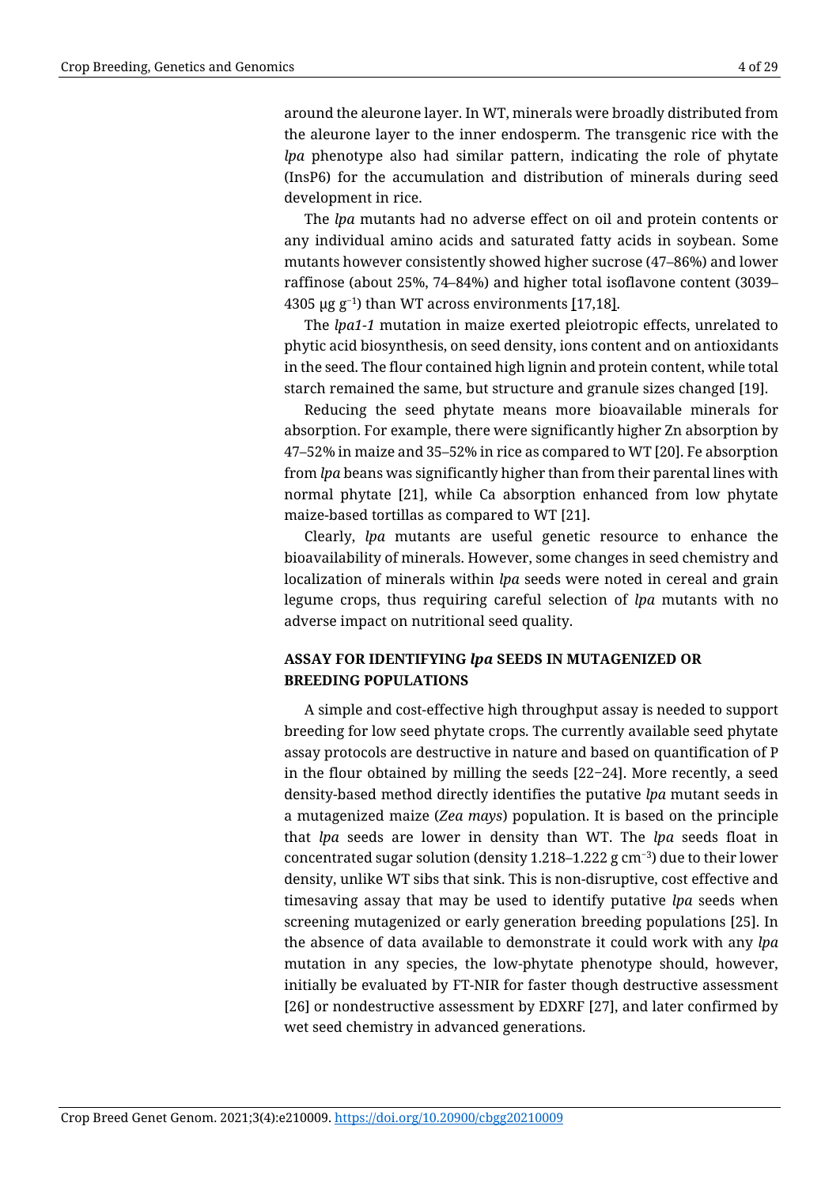around the aleurone layer. In WT, minerals were broadly distributed from the aleurone layer to the inner endosperm. The transgenic rice with the *lpa* phenotype also had similar pattern, indicating the role of phytate (InsP6) for the accumulation and distribution of minerals during seed development in rice.

The *lpa* mutants had no adverse effect on oil and protein contents or any individual amino acids and saturated fatty acids in soybean. Some mutants however consistently showed higher sucrose (47–86%) and lower raffinose (about 25%, 74–84%) and higher total isoflavone content (3039–4305 μg $g^{-1}$) than WT across environments [17,18].

The *lpa1-1* mutation in maize exerted pleiotropic effects, unrelated to phytic acid biosynthesis, on seed density, ions content and on antioxidants in the seed. The flour contained high lignin and protein content, while total starch remained the same, but structure and granule sizes changed [19].

Reducing the seed phytate means more bioavailable minerals for absorption. For example, there were significantly higher Zn absorption by 47–52% in maize and 35–52% in rice as compared to WT [20]. Fe absorption from *lpa* beans was significantly higher than from their parental lines with normal phytate [21], while Ca absorption enhanced from low phytate maize-based tortillas as compared to WT [21].

Clearly, *lpa* mutants are useful genetic resource to enhance the bioavailability of minerals. However, some changes in seed chemistry and localization of minerals within *lpa* seeds were noted in cereal and grain legume crops, thus requiring careful selection of *lpa* mutants with no adverse impact on nutritional seed quality.

## ASSAY FOR IDENTIFYING *lpa* SEEDS IN MUTAGENIZED OR BREEDING POPULATIONS

A simple and cost-effective high throughput assay is needed to support breeding for low seed phytate crops. The currently available seed phytate assay protocols are destructive in nature and based on quantification of P in the flour obtained by milling the seeds [22−24]. More recently, a seed density-based method directly identifies the putative *lpa* mutant seeds in a mutagenized maize (*Zea mays*) population. It is based on the principle that *lpa* seeds are lower in density than WT. The *lpa* seeds float in concentrated sugar solution (density 1.218–1.222 g $cm^{-3}$) due to their lower density, unlike WT sibs that sink. This is non-disruptive, cost effective and timesaving assay that may be used to identify putative *lpa* seeds when screening mutagenized or early generation breeding populations [25]. In the absence of data available to demonstrate it could work with any *lpa* mutation in any species, the low-phytate phenotype should, however, initially be evaluated by FT-NIR for faster though destructive assessment [26] or nondestructive assessment by EDXRF [27], and later confirmed by wet seed chemistry in advanced generations.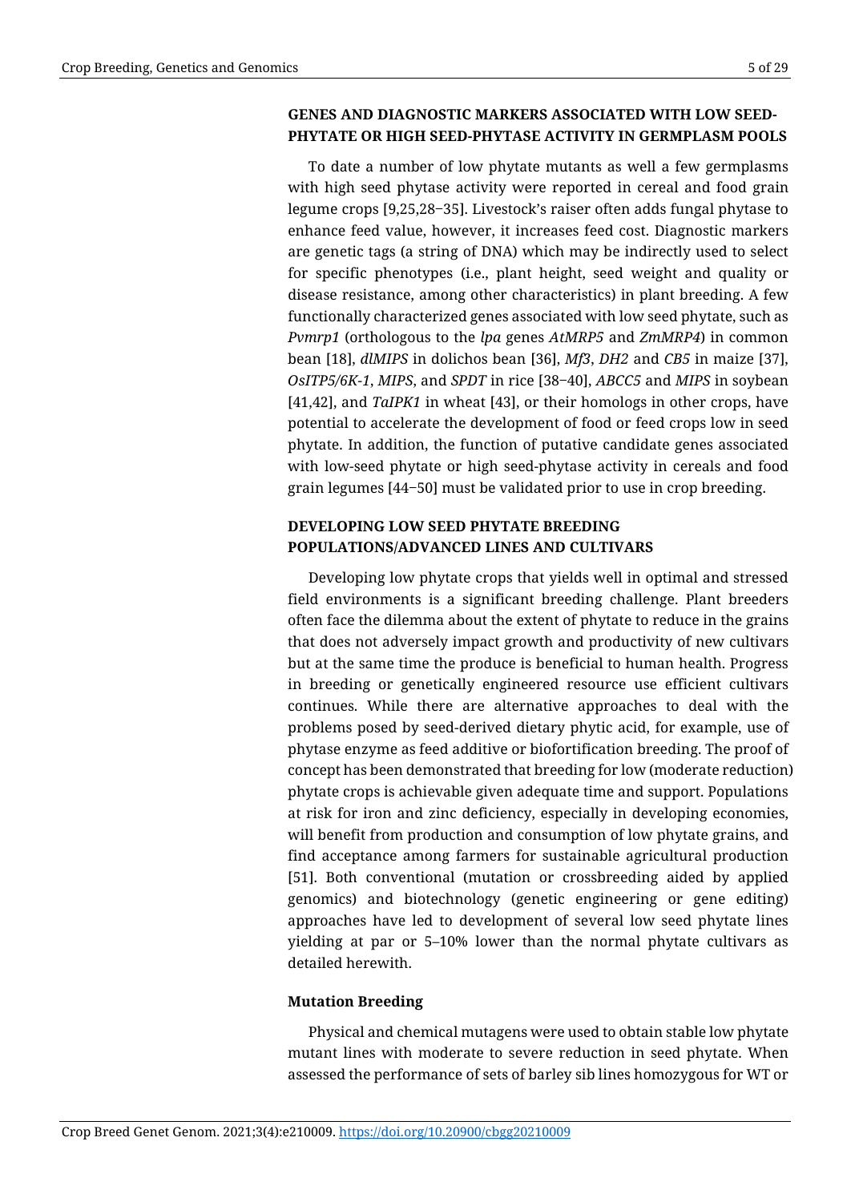## GENES AND DIAGNOSTIC MARKERS ASSOCIATED WITH LOW SEED-PHYTATE OR HIGH SEED-PHYTASE ACTIVITY IN GERMPLASM POOLS

To date a number of low phytate mutants as well a few germplasms with high seed phytase activity were reported in cereal and food grain legume crops [9,25,28–35]. Livestock's raiser often adds fungal phytase to enhance feed value, however, it increases feed cost. Diagnostic markers are genetic tags (a string of DNA) which may be indirectly used to select for specific phenotypes (i.e., plant height, seed weight and quality or disease resistance, among other characteristics) in plant breeding. A few functionally characterized genes associated with low seed phytate, such as *Pvmrp1* (orthologous to the *lpa* genes *AtMRP5* and *ZmMRP4*) in common bean [18], *dlMIPS* in dolichos bean [36], *Mf3*, *DH2* and *CB5* in maize [37], *OsITP5/6K-1*, *MIPS*, and *SPDT* in rice [38–40], *ABCC5* and *MIPS* in soybean [41,42], and *TaIPK1* in wheat [43], or their homologs in other crops, have potential to accelerate the development of food or feed crops low in seed phytate. In addition, the function of putative candidate genes associated with low-seed phytate or high seed-phytase activity in cereals and food grain legumes [44–50] must be validated prior to use in crop breeding.

## DEVELOPING LOW SEED PHYTATE BREEDING POPULATIONS/ADVANCED LINES AND CULTIVARS

Developing low phytate crops that yields well in optimal and stressed field environments is a significant breeding challenge. Plant breeders often face the dilemma about the extent of phytate to reduce in the grains that does not adversely impact growth and productivity of new cultivars but at the same time the produce is beneficial to human health. Progress in breeding or genetically engineered resource use efficient cultivars continues. While there are alternative approaches to deal with the problems posed by seed-derived dietary phytic acid, for example, use of phytase enzyme as feed additive or biofortification breeding. The proof of concept has been demonstrated that breeding for low (moderate reduction) phytate crops is achievable given adequate time and support. Populations at risk for iron and zinc deficiency, especially in developing economies, will benefit from production and consumption of low phytate grains, and find acceptance among farmers for sustainable agricultural production [51]. Both conventional (mutation or crossbreeding aided by applied genomics) and biotechnology (genetic engineering or gene editing) approaches have led to development of several low seed phytate lines yielding at par or 5–10% lower than the normal phytate cultivars as detailed herewith.

### Mutation Breeding

Physical and chemical mutagens were used to obtain stable low phytate mutant lines with moderate to severe reduction in seed phytate. When assessed the performance of sets of barley sib lines homozygous for WT or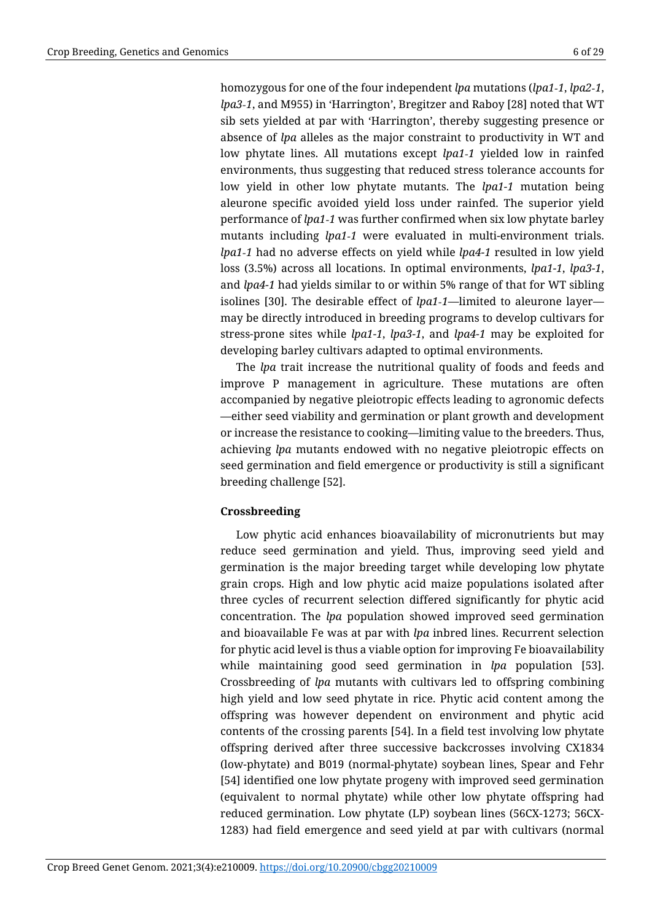homozygous for one of the four independent *lpa* mutations (*lpa1-1*, *lpa2-1*, *lpa3-1*, and M955) in 'Harrington', Bregitzer and Raboy [28] noted that WT sib sets yielded at par with 'Harrington', thereby suggesting presence or absence of *lpa* alleles as the major constraint to productivity in WT and low phytate lines. All mutations except *lpa1-1* yielded low in rainfed environments, thus suggesting that reduced stress tolerance accounts for low yield in other low phytate mutants. The *lpa1-1* mutation being aleurone specific avoided yield loss under rainfed. The superior yield performance of *lpa1-1* was further confirmed when six low phytate barley mutants including *lpa1-1* were evaluated in multi-environment trials. *lpa1-1* had no adverse effects on yield while *lpa4-1* resulted in low yield loss (3.5%) across all locations. In optimal environments, *lpa1-1*, *lpa3-1*, and *lpa4-1* had yields similar to or within 5% range of that for WT sibling isolines [30]. The desirable effect of *lpa1-1*—limited to aleurone layer—may be directly introduced in breeding programs to develop cultivars for stress-prone sites while *lpa1-1*, *lpa3-1*, and *lpa4-1* may be exploited for developing barley cultivars adapted to optimal environments.

The *lpa* trait increase the nutritional quality of foods and feeds and improve P management in agriculture. These mutations are often accompanied by negative pleiotropic effects leading to agronomic defects —either seed viability and germination or plant growth and development or increase the resistance to cooking—limiting value to the breeders. Thus, achieving *lpa* mutants endowed with no negative pleiotropic effects on seed germination and field emergence or productivity is still a significant breeding challenge [52].

**Crossbreeding**

Low phytic acid enhances bioavailability of micronutrients but may reduce seed germination and yield. Thus, improving seed yield and germination is the major breeding target while developing low phytate grain crops. High and low phytic acid maize populations isolated after three cycles of recurrent selection differed significantly for phytic acid concentration. The *lpa* population showed improved seed germination and bioavailable Fe was at par with *lpa* inbred lines. Recurrent selection for phytic acid level is thus a viable option for improving Fe bioavailability while maintaining good seed germination in *lpa* population [53]. Crossbreeding of *lpa* mutants with cultivars led to offspring combining high yield and low seed phytate in rice. Phytic acid content among the offspring was however dependent on environment and phytic acid contents of the crossing parents [54]. In a field test involving low phytate offspring derived after three successive backcrosses involving CX1834 (low-phytate) and B019 (normal-phytate) soybean lines, Spear and Fehr [54] identified one low phytate progeny with improved seed germination (equivalent to normal phytate) while other low phytate offspring had reduced germination. Low phytate (LP) soybean lines (56CX-1273; 56CX-1283) had field emergence and seed yield at par with cultivars (normal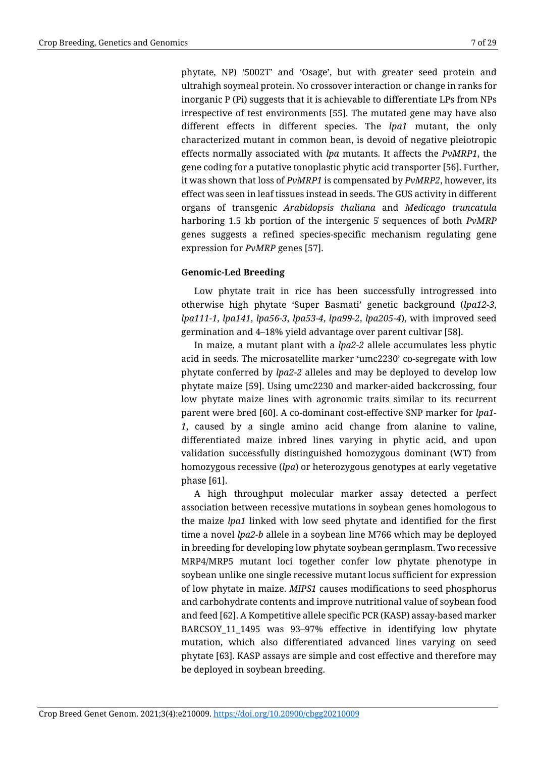phytate, NP) '5002T' and 'Osage', but with greater seed protein and ultrahigh soymeal protein. No crossover interaction or change in ranks for inorganic P (Pi) suggests that it is achievable to differentiate LPs from NPs irrespective of test environments [55]. The mutated gene may have also different effects in different species. The *lpa1* mutant, the only characterized mutant in common bean, is devoid of negative pleiotropic effects normally associated with *lpa* mutants. It affects the *PvMRP1*, the gene coding for a putative tonoplastic phytic acid transporter [56]. Further, it was shown that loss of *PvMRP1* is compensated by *PvMRP2*, however, its effect was seen in leaf tissues instead in seeds. The GUS activity in different organs of transgenic *Arabidopsis thaliana* and *Medicago truncatula* harboring 1.5 kb portion of the intergenic 5' sequences of both *PvMRP* genes suggests a refined species-specific mechanism regulating gene expression for *PvMRP* genes [57].

**Genomic-Led Breeding**

Low phytate trait in rice has been successfully introgressed into otherwise high phytate 'Super Basmati' genetic background (*lpa12-3*, *lpa111-1*, *lpa141*, *lpa56-3*, *lpa53-4*, *lpa99-2*, *lpa205-4*), with improved seed germination and 4–18% yield advantage over parent cultivar [58].

In maize, a mutant plant with a *lpa2-2* allele accumulates less phytic acid in seeds. The microsatellite marker 'umc2230' co-segregate with low phytate conferred by *lpa2-2* alleles and may be deployed to develop low phytate maize [59]. Using umc2230 and marker-aided backcrossing, four low phytate maize lines with agronomic traits similar to its recurrent parent were bred [60]. A co-dominant cost-effective SNP marker for *lpa1-1*, caused by a single amino acid change from alanine to valine, differentiated maize inbred lines varying in phytic acid, and upon validation successfully distinguished homozygous dominant (WT) from homozygous recessive (*lpa*) or heterozygous genotypes at early vegetative phase [61].

A high throughput molecular marker assay detected a perfect association between recessive mutations in soybean genes homologous to the maize *lpa1* linked with low seed phytate and identified for the first time a novel *lpa2-b* allele in a soybean line M766 which may be deployed in breeding for developing low phytate soybean germplasm. Two recessive MRP4/MRP5 mutant loci together confer low phytate phenotype in soybean unlike one single recessive mutant locus sufficient for expression of low phytate in maize. *MIPS1* causes modifications to seed phosphorus and carbohydrate contents and improve nutritional value of soybean food and feed [62]. A Kompetitive allele specific PCR (KASP) assay-based marker BARCSOY_11_1495 was 93–97% effective in identifying low phytate mutation, which also differentiated advanced lines varying on seed phytate [63]. KASP assays are simple and cost effective and therefore may be deployed in soybean breeding.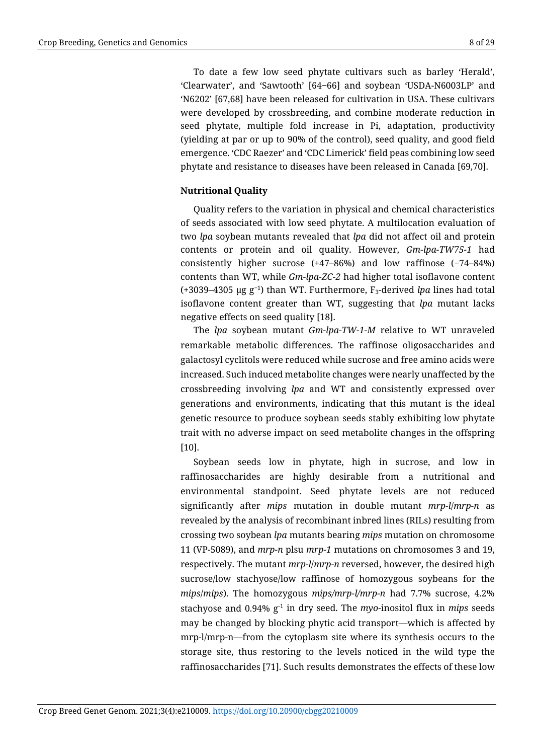To date a few low seed phytate cultivars such as barley 'Herald', 'Clearwater', and 'Sawtooth' [64−66] and soybean 'USDA-N6003LP' and 'N6202' [67,68] have been released for cultivation in USA. These cultivars were developed by crossbreeding, and combine moderate reduction in seed phytate, multiple fold increase in Pi, adaptation, productivity (yielding at par or up to 90% of the control), seed quality, and good field emergence. 'CDC Raezer' and 'CDC Limerick' field peas combining low seed phytate and resistance to diseases have been released in Canada [69,70].

**Nutritional Quality**

Quality refers to the variation in physical and chemical characteristics of seeds associated with low seed phytate. A multilocation evaluation of two *lpa* soybean mutants revealed that *lpa* did not affect oil and protein contents or protein and oil quality. However, *Gm-lpa-TW75-1* had consistently higher sucrose (+47–86%) and low raffinose (−74–84%) contents than WT, while *Gm-lpa-ZC-2* had higher total isoflavone content (+3039–4305 μg $g^{-1}$) than WT. Furthermore, $F_3$-derived *lpa* lines had total isoflavone content greater than WT, suggesting that *lpa* mutant lacks negative effects on seed quality [18].

The *lpa* soybean mutant *Gm-lpa-TW-1-M* relative to WT unraveled remarkable metabolic differences. The raffinose oligosaccharides and galactosyl cyclitols were reduced while sucrose and free amino acids were increased. Such induced metabolite changes were nearly unaffected by the crossbreeding involving *lpa* and WT and consistently expressed over generations and environments, indicating that this mutant is the ideal genetic resource to produce soybean seeds stably exhibiting low phytate trait with no adverse impact on seed metabolite changes in the offspring [10].

Soybean seeds low in phytate, high in sucrose, and low in raffinosaccharides are highly desirable from a nutritional and environmental standpoint. Seed phytate levels are not reduced significantly after *mips* mutation in double mutant *mrp-l*/*mrp-n* as revealed by the analysis of recombinant inbred lines (RILs) resulting from crossing two soybean *lpa* mutants bearing *mips* mutation on chromosome 11 (VP-5089), and *mrp-n* plsu *mrp-1* mutations on chromosomes 3 and 19, respectively. The mutant *mrp-l*/*mrp-n* reversed, however, the desired high sucrose/low stachyose/low raffinose of homozygous soybeans for the *mips*/*mips*). The homozygous *mips/mrp-l/mrp-n* had 7.7% sucrose, 4.2% stachyose and 0.94% $g^{-1}$ in dry seed. The *myo*-inositol flux in *mips* seeds may be changed by blocking phytic acid transport—which is affected by mrp-l/mrp-n—from the cytoplasm site where its synthesis occurs to the storage site, thus restoring to the levels noticed in the wild type the raffinosaccharides [71]. Such results demonstrates the effects of these low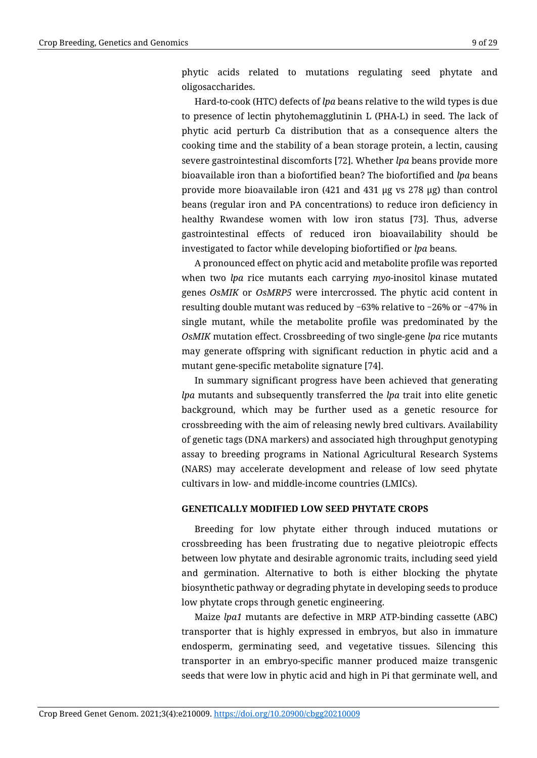phytic acids related to mutations regulating seed phytate and oligosaccharides.

Hard-to-cook (HTC) defects of *lpa* beans relative to the wild types is due to presence of lectin phytohemagglutinin L (PHA-L) in seed. The lack of phytic acid perturb Ca distribution that as a consequence alters the cooking time and the stability of a bean storage protein, a lectin, causing severe gastrointestinal discomforts [72]. Whether *lpa* beans provide more bioavailable iron than a biofortified bean? The biofortified and *lpa* beans provide more bioavailable iron (421 and 431 μg vs 278 μg) than control beans (regular iron and PA concentrations) to reduce iron deficiency in healthy Rwandese women with low iron status [73]. Thus, adverse gastrointestinal effects of reduced iron bioavailability should be investigated to factor while developing biofortified or *lpa* beans.

A pronounced effect on phytic acid and metabolite profile was reported when two *lpa* rice mutants each carrying *myo*-inositol kinase mutated genes *OsMIK* or *OsMRP5* were intercrossed. The phytic acid content in resulting double mutant was reduced by −63% relative to −26% or −47% in single mutant, while the metabolite profile was predominated by the *OsMIK* mutation effect. Crossbreeding of two single-gene *lpa* rice mutants may generate offspring with significant reduction in phytic acid and a mutant gene-specific metabolite signature [74].

In summary significant progress have been achieved that generating *lpa* mutants and subsequently transferred the *lpa* trait into elite genetic background, which may be further used as a genetic resource for crossbreeding with the aim of releasing newly bred cultivars. Availability of genetic tags (DNA markers) and associated high throughput genotyping assay to breeding programs in National Agricultural Research Systems (NARS) may accelerate development and release of low seed phytate cultivars in low- and middle-income countries (LMICs).

## GENETICALLY MODIFIED LOW SEED PHYTATE CROPS

Breeding for low phytate either through induced mutations or crossbreeding has been frustrating due to negative pleiotropic effects between low phytate and desirable agronomic traits, including seed yield and germination. Alternative to both is either blocking the phytate biosynthetic pathway or degrading phytate in developing seeds to produce low phytate crops through genetic engineering.

Maize *lpa1* mutants are defective in MRP ATP-binding cassette (ABC) transporter that is highly expressed in embryos, but also in immature endosperm, germinating seed, and vegetative tissues. Silencing this transporter in an embryo-specific manner produced maize transgenic seeds that were low in phytic acid and high in Pi that germinate well, and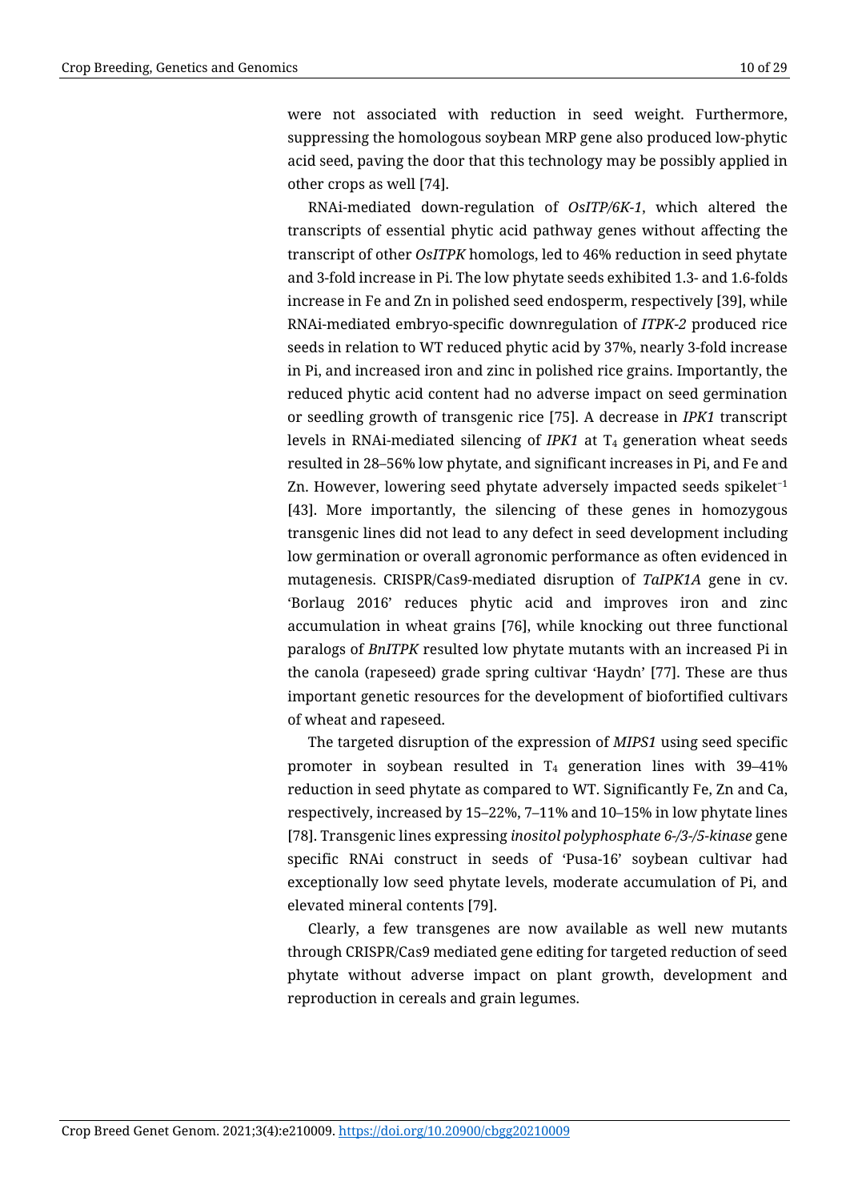were not associated with reduction in seed weight. Furthermore, suppressing the homologous soybean MRP gene also produced low-phytic acid seed, paving the door that this technology may be possibly applied in other crops as well [74].

RNAi-mediated down-regulation of *OsITP/6K-1*, which altered the transcripts of essential phytic acid pathway genes without affecting the transcript of other *OsITPK* homologs, led to 46% reduction in seed phytate and 3-fold increase in Pi. The low phytate seeds exhibited 1.3- and 1.6-folds increase in Fe and Zn in polished seed endosperm, respectively [39], while RNAi-mediated embryo-specific downregulation of *ITPK-2* produced rice seeds in relation to WT reduced phytic acid by 37%, nearly 3-fold increase in Pi, and increased iron and zinc in polished rice grains. Importantly, the reduced phytic acid content had no adverse impact on seed germination or seedling growth of transgenic rice [75]. A decrease in *IPK1* transcript levels in RNAi-mediated silencing of *IPK1* at $T_4$ generation wheat seeds resulted in 28–56% low phytate, and significant increases in Pi, and Fe and Zn. However, lowering seed phytate adversely impacted seeds spikelet$^{-1}$ [43]. More importantly, the silencing of these genes in homozygous transgenic lines did not lead to any defect in seed development including low germination or overall agronomic performance as often evidenced in mutagenesis. CRISPR/Cas9-mediated disruption of *TaIPK1A* gene in cv. 'Borlaug 2016' reduces phytic acid and improves iron and zinc accumulation in wheat grains [76], while knocking out three functional paralogs of *BnITPK* resulted low phytate mutants with an increased Pi in the canola (rapeseed) grade spring cultivar 'Haydn' [77]. These are thus important genetic resources for the development of biofortified cultivars of wheat and rapeseed.

The targeted disruption of the expression of *MIPS1* using seed specific promoter in soybean resulted in $T_4$ generation lines with 39–41% reduction in seed phytate as compared to WT. Significantly Fe, Zn and Ca, respectively, increased by 15–22%, 7–11% and 10–15% in low phytate lines [78]. Transgenic lines expressing *inositol polyphosphate 6-/3-/5-kinase* gene specific RNAi construct in seeds of 'Pusa-16' soybean cultivar had exceptionally low seed phytate levels, moderate accumulation of Pi, and elevated mineral contents [79].

Clearly, a few transgenes are now available as well new mutants through CRISPR/Cas9 mediated gene editing for targeted reduction of seed phytate without adverse impact on plant growth, development and reproduction in cereals and grain legumes.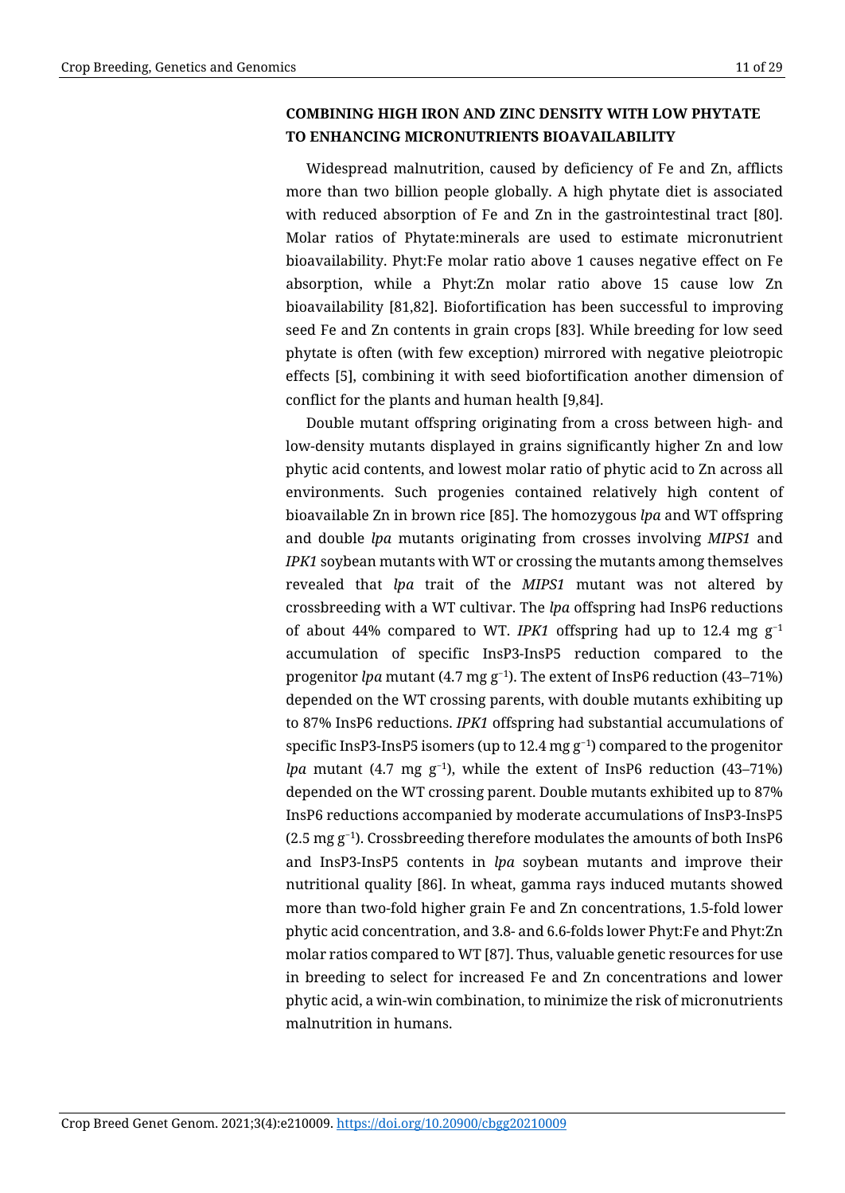## COMBINING HIGH IRON AND ZINC DENSITY WITH LOW PHYTATE TO ENHANCING MICRONUTRIENTS BIOAVAILABILITY

Widespread malnutrition, caused by deficiency of Fe and Zn, afflicts more than two billion people globally. A high phytate diet is associated with reduced absorption of Fe and Zn in the gastrointestinal tract [80]. Molar ratios of Phytate:minerals are used to estimate micronutrient bioavailability. Phyt:Fe molar ratio above 1 causes negative effect on Fe absorption, while a Phyt:Zn molar ratio above 15 cause low Zn bioavailability [81,82]. Biofortification has been successful to improving seed Fe and Zn contents in grain crops [83]. While breeding for low seed phytate is often (with few exception) mirrored with negative pleiotropic effects [5], combining it with seed biofortification another dimension of conflict for the plants and human health [9,84].

Double mutant offspring originating from a cross between high- and low-density mutants displayed in grains significantly higher Zn and low phytic acid contents, and lowest molar ratio of phytic acid to Zn across all environments. Such progenies contained relatively high content of bioavailable Zn in brown rice [85]. The homozygous *lpa* and WT offspring and double *lpa* mutants originating from crosses involving *MIPS1* and *IPK1* soybean mutants with WT or crossing the mutants among themselves revealed that *lpa* trait of the *MIPS1* mutant was not altered by crossbreeding with a WT cultivar. The *lpa* offspring had InsP6 reductions of about 44% compared to WT. *IPK1* offspring had up to 12.4 mg $g^{-1}$ accumulation of specific InsP3-InsP5 reduction compared to the progenitor *lpa* mutant (4.7 mg $g^{-1}$). The extent of InsP6 reduction (43–71%) depended on the WT crossing parents, with double mutants exhibiting up to 87% InsP6 reductions. *IPK1* offspring had substantial accumulations of specific InsP3-InsP5 isomers (up to 12.4 mg $g^{-1}$) compared to the progenitor *lpa* mutant (4.7 mg $g^{-1}$), while the extent of InsP6 reduction (43–71%) depended on the WT crossing parent. Double mutants exhibited up to 87% InsP6 reductions accompanied by moderate accumulations of InsP3-InsP5 (2.5 mg $g^{-1}$). Crossbreeding therefore modulates the amounts of both InsP6 and InsP3-InsP5 contents in *lpa* soybean mutants and improve their nutritional quality [86]. In wheat, gamma rays induced mutants showed more than two-fold higher grain Fe and Zn concentrations, 1.5-fold lower phytic acid concentration, and 3.8- and 6.6-folds lower Phyt:Fe and Phyt:Zn molar ratios compared to WT [87]. Thus, valuable genetic resources for use in breeding to select for increased Fe and Zn concentrations and lower phytic acid, a win-win combination, to minimize the risk of micronutrients malnutrition in humans.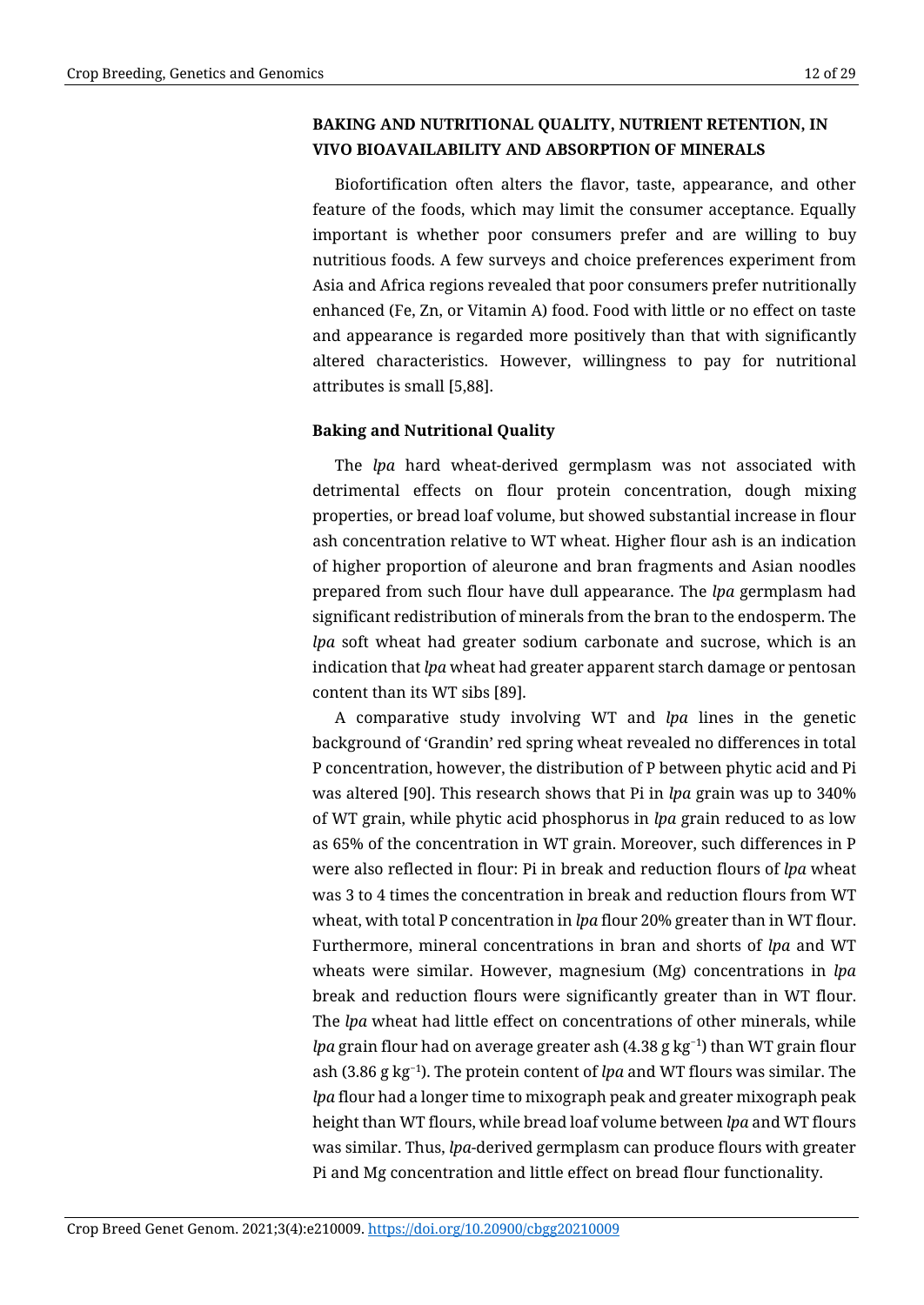## BAKING AND NUTRITIONAL QUALITY, NUTRIENT RETENTION, IN VIVO BIOAVAILABILITY AND ABSORPTION OF MINERALS

Biofortification often alters the flavor, taste, appearance, and other feature of the foods, which may limit the consumer acceptance. Equally important is whether poor consumers prefer and are willing to buy nutritious foods. A few surveys and choice preferences experiment from Asia and Africa regions revealed that poor consumers prefer nutritionally enhanced (Fe, Zn, or Vitamin A) food. Food with little or no effect on taste and appearance is regarded more positively than that with significantly altered characteristics. However, willingness to pay for nutritional attributes is small [5,88].

### Baking and Nutritional Quality

The *lpa* hard wheat-derived germplasm was not associated with detrimental effects on flour protein concentration, dough mixing properties, or bread loaf volume, but showed substantial increase in flour ash concentration relative to WT wheat. Higher flour ash is an indication of higher proportion of aleurone and bran fragments and Asian noodles prepared from such flour have dull appearance. The *lpa* germplasm had significant redistribution of minerals from the bran to the endosperm. The *lpa* soft wheat had greater sodium carbonate and sucrose, which is an indication that *lpa* wheat had greater apparent starch damage or pentosan content than its WT sibs [89].

A comparative study involving WT and *lpa* lines in the genetic background of 'Grandin' red spring wheat revealed no differences in total P concentration, however, the distribution of P between phytic acid and Pi was altered [90]. This research shows that Pi in *lpa* grain was up to 340% of WT grain, while phytic acid phosphorus in *lpa* grain reduced to as low as 65% of the concentration in WT grain. Moreover, such differences in P were also reflected in flour: Pi in break and reduction flours of *lpa* wheat was 3 to 4 times the concentration in break and reduction flours from WT wheat, with total P concentration in *lpa* flour 20% greater than in WT flour. Furthermore, mineral concentrations in bran and shorts of *lpa* and WT wheats were similar. However, magnesium (Mg) concentrations in *lpa* break and reduction flours were significantly greater than in WT flour. The *lpa* wheat had little effect on concentrations of other minerals, while *lpa* grain flour had on average greater ash (4.38 g $kg^{-1}$) than WT grain flour ash (3.86 g $kg^{-1}$). The protein content of *lpa* and WT flours was similar. The *lpa* flour had a longer time to mixograph peak and greater mixograph peak height than WT flours, while bread loaf volume between *lpa* and WT flours was similar. Thus, *lpa*-derived germplasm can produce flours with greater Pi and Mg concentration and little effect on bread flour functionality.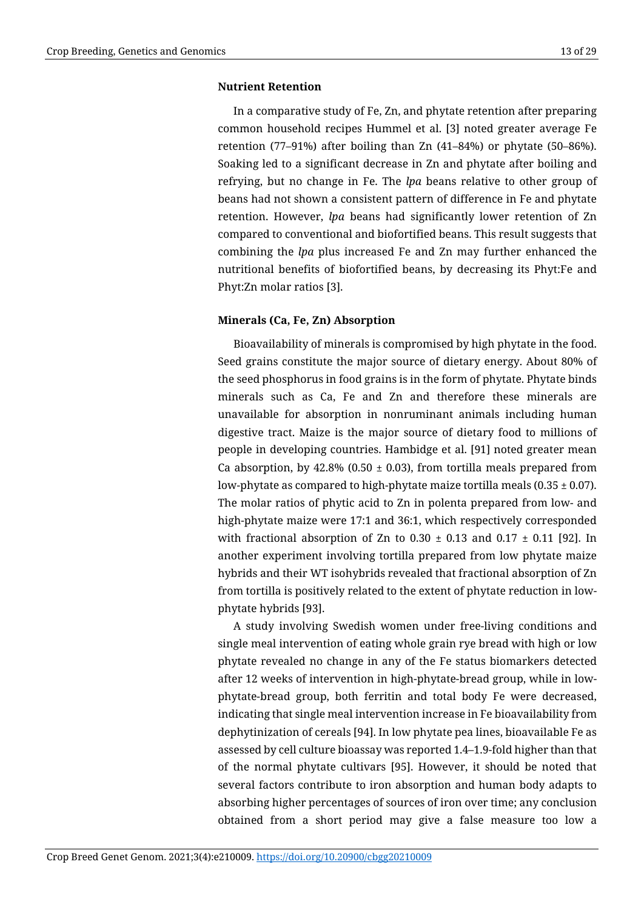### Nutrient Retention

In a comparative study of Fe, Zn, and phytate retention after preparing common household recipes Hummel et al. [3] noted greater average Fe retention (77–91%) after boiling than Zn (41–84%) or phytate (50–86%). Soaking led to a significant decrease in Zn and phytate after boiling and refrying, but no change in Fe. The *lpa* beans relative to other group of beans had not shown a consistent pattern of difference in Fe and phytate retention. However, *lpa* beans had significantly lower retention of Zn compared to conventional and biofortified beans. This result suggests that combining the *lpa* plus increased Fe and Zn may further enhanced the nutritional benefits of biofortified beans, by decreasing its Phyt:Fe and Phyt:Zn molar ratios [3].

### Minerals (Ca, Fe, Zn) Absorption

Bioavailability of minerals is compromised by high phytate in the food. Seed grains constitute the major source of dietary energy. About 80% of the seed phosphorus in food grains is in the form of phytate. Phytate binds minerals such as Ca, Fe and Zn and therefore these minerals are unavailable for absorption in nonruminant animals including human digestive tract. Maize is the major source of dietary food to millions of people in developing countries. Hambidge et al. [91] noted greater mean Ca absorption, by 42.8% ($0.50 \pm 0.03$), from tortilla meals prepared from low-phytate as compared to high-phytate maize tortilla meals ($0.35 \pm 0.07$). The molar ratios of phytic acid to Zn in polenta prepared from low- and high-phytate maize were 17:1 and 36:1, which respectively corresponded with fractional absorption of Zn to $0.30 \pm 0.13$ and $0.17 \pm 0.11$ [92]. In another experiment involving tortilla prepared from low phytate maize hybrids and their WT isohybrids revealed that fractional absorption of Zn from tortilla is positively related to the extent of phytate reduction in low-phytate hybrids [93].

A study involving Swedish women under free-living conditions and single meal intervention of eating whole grain rye bread with high or low phytate revealed no change in any of the Fe status biomarkers detected after 12 weeks of intervention in high-phytate-bread group, while in low-phytate-bread group, both ferritin and total body Fe were decreased, indicating that single meal intervention increase in Fe bioavailability from dephytinization of cereals [94]. In low phytate pea lines, bioavailable Fe as assessed by cell culture bioassay was reported 1.4–1.9-fold higher than that of the normal phytate cultivars [95]. However, it should be noted that several factors contribute to iron absorption and human body adapts to absorbing higher percentages of sources of iron over time; any conclusion obtained from a short period may give a false measure too low a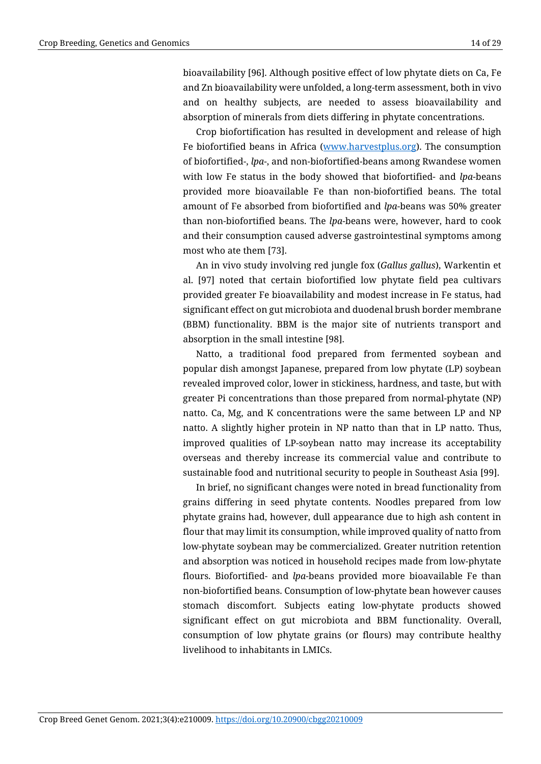bioavailability [96]. Although positive effect of low phytate diets on Ca, Fe and Zn bioavailability were unfolded, a long-term assessment, both in vivo and on healthy subjects, are needed to assess bioavailability and absorption of minerals from diets differing in phytate concentrations.

Crop biofortification has resulted in development and release of high Fe biofortified beans in Africa (www.harvestplus.org). The consumption of biofortified-, *lpa*-, and non-biofortified-beans among Rwandese women with low Fe status in the body showed that biofortified- and *lpa*-beans provided more bioavailable Fe than non-biofortified beans. The total amount of Fe absorbed from biofortified and *lpa*-beans was 50% greater than non-biofortified beans. The *lpa*-beans were, however, hard to cook and their consumption caused adverse gastrointestinal symptoms among most who ate them [73].

An in vivo study involving red jungle fox (*Gallus gallus*), Warkentin et al. [97] noted that certain biofortified low phytate field pea cultivars provided greater Fe bioavailability and modest increase in Fe status, had significant effect on gut microbiota and duodenal brush border membrane (BBM) functionality. BBM is the major site of nutrients transport and absorption in the small intestine [98].

Natto, a traditional food prepared from fermented soybean and popular dish amongst Japanese, prepared from low phytate (LP) soybean revealed improved color, lower in stickiness, hardness, and taste, but with greater Pi concentrations than those prepared from normal-phytate (NP) natto. Ca, Mg, and K concentrations were the same between LP and NP natto. A slightly higher protein in NP natto than that in LP natto. Thus, improved qualities of LP-soybean natto may increase its acceptability overseas and thereby increase its commercial value and contribute to sustainable food and nutritional security to people in Southeast Asia [99].

In brief, no significant changes were noted in bread functionality from grains differing in seed phytate contents. Noodles prepared from low phytate grains had, however, dull appearance due to high ash content in flour that may limit its consumption, while improved quality of natto from low-phytate soybean may be commercialized. Greater nutrition retention and absorption was noticed in household recipes made from low-phytate flours. Biofortified- and *lpa*-beans provided more bioavailable Fe than non-biofortified beans. Consumption of low-phytate bean however causes stomach discomfort. Subjects eating low-phytate products showed significant effect on gut microbiota and BBM functionality. Overall, consumption of low phytate grains (or flours) may contribute healthy livelihood to inhabitants in LMICs.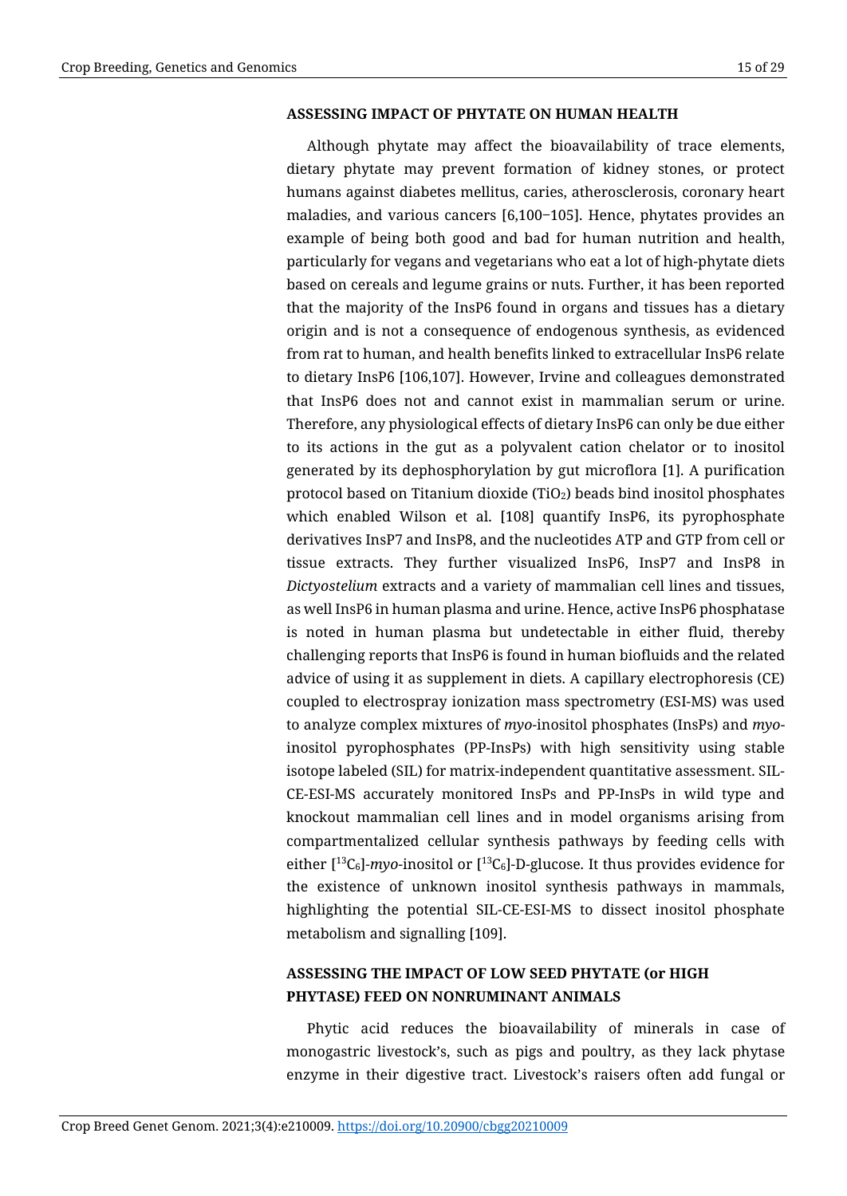## ASSESSING IMPACT OF PHYTATE ON HUMAN HEALTH

Although phytate may affect the bioavailability of trace elements, dietary phytate may prevent formation of kidney stones, or protect humans against diabetes mellitus, caries, atherosclerosis, coronary heart maladies, and various cancers [6,100−105]. Hence, phytates provides an example of being both good and bad for human nutrition and health, particularly for vegans and vegetarians who eat a lot of high-phytate diets based on cereals and legume grains or nuts. Further, it has been reported that the majority of the InsP6 found in organs and tissues has a dietary origin and is not a consequence of endogenous synthesis, as evidenced from rat to human, and health benefits linked to extracellular InsP6 relate to dietary InsP6 [106,107]. However, Irvine and colleagues demonstrated that InsP6 does not and cannot exist in mammalian serum or urine. Therefore, any physiological effects of dietary InsP6 can only be due either to its actions in the gut as a polyvalent cation chelator or to inositol generated by its dephosphorylation by gut microflora [1]. A purification protocol based on Titanium dioxide ($TiO_2$) beads bind inositol phosphates which enabled Wilson et al. [108] quantify InsP6, its pyrophosphate derivatives InsP7 and InsP8, and the nucleotides ATP and GTP from cell or tissue extracts. They further visualized InsP6, InsP7 and InsP8 in *Dictyostelium* extracts and a variety of mammalian cell lines and tissues, as well InsP6 in human plasma and urine. Hence, active InsP6 phosphatase is noted in human plasma but undetectable in either fluid, thereby challenging reports that InsP6 is found in human biofluids and the related advice of using it as supplement in diets. A capillary electrophoresis (CE) coupled to electrospray ionization mass spectrometry (ESI-MS) was used to analyze complex mixtures of *myo*-inositol phosphates (InsPs) and *myo*-inositol pyrophosphates (PP-InsPs) with high sensitivity using stable isotope labeled (SIL) for matrix-independent quantitative assessment. SIL-CE-ESI-MS accurately monitored InsPs and PP-InsPs in wild type and knockout mammalian cell lines and in model organisms arising from compartmentalized cellular synthesis pathways by feeding cells with either [$^{13}C_6$]-*myo*-inositol or [$^{13}C_6$]-D-glucose. It thus provides evidence for the existence of unknown inositol synthesis pathways in mammals, highlighting the potential SIL-CE-ESI-MS to dissect inositol phosphate metabolism and signalling [109].

## ASSESSING THE IMPACT OF LOW SEED PHYTATE (or HIGH PHYTASE) FEED ON NONRUMINANT ANIMALS

Phytic acid reduces the bioavailability of minerals in case of monogastric livestock's, such as pigs and poultry, as they lack phytase enzyme in their digestive tract. Livestock's raisers often add fungal or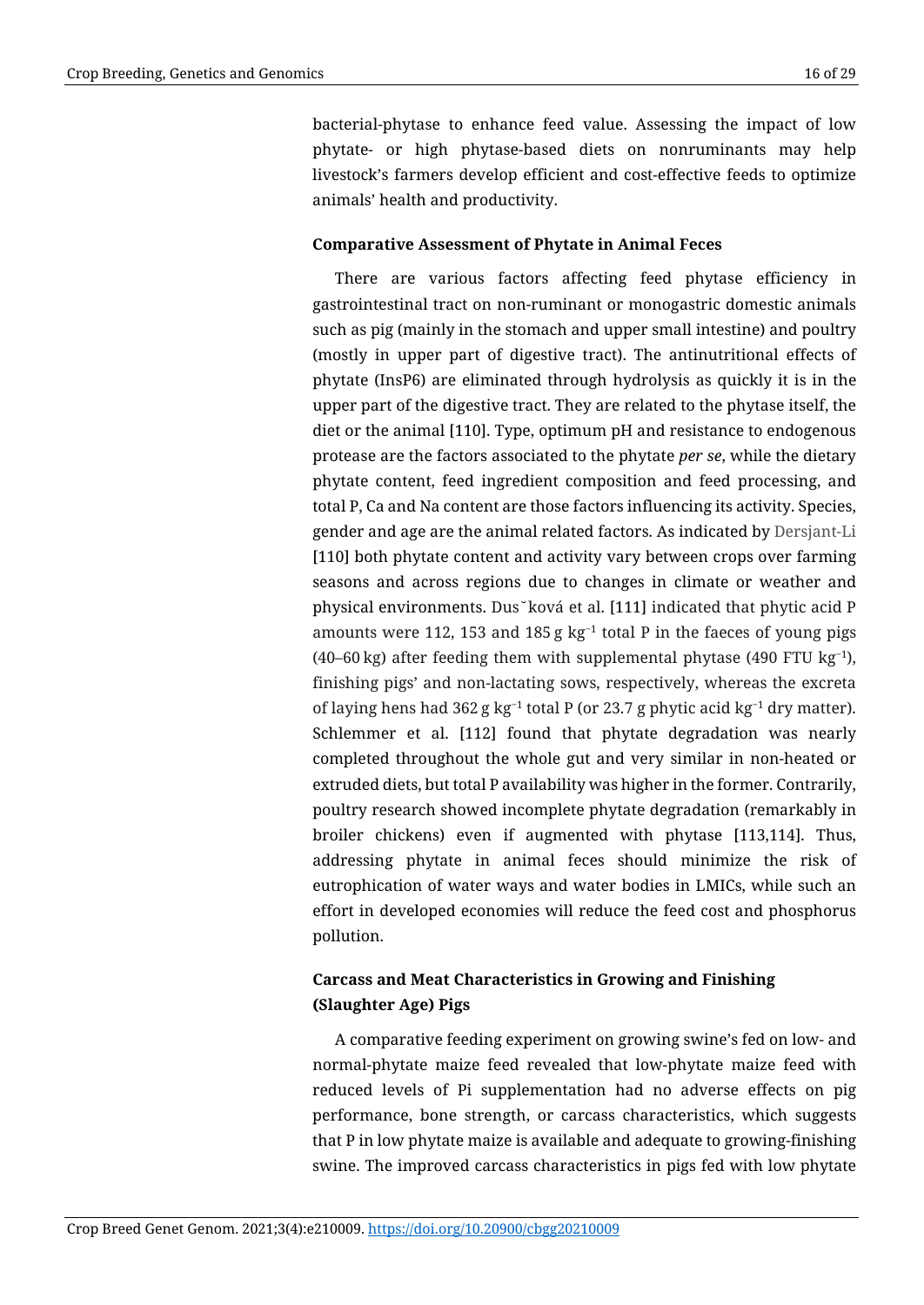bacterial-phytase to enhance feed value. Assessing the impact of low phytate- or high phytase-based diets on nonruminants may help livestock's farmers develop efficient and cost-effective feeds to optimize animals' health and productivity.

**Comparative Assessment of Phytate in Animal Feces**

There are various factors affecting feed phytase efficiency in gastrointestinal tract on non-ruminant or monogastric domestic animals such as pig (mainly in the stomach and upper small intestine) and poultry (mostly in upper part of digestive tract). The antinutritional effects of phytate (InsP6) are eliminated through hydrolysis as quickly it is in the upper part of the digestive tract. They are related to the phytase itself, the diet or the animal [110]. Type, optimum pH and resistance to endogenous protease are the factors associated to the phytate *per se*, while the dietary phytate content, feed ingredient composition and feed processing, and total P, Ca and Na content are those factors influencing its activity. Species, gender and age are the animal related factors. As indicated by Dersjant-Li [110] both phytate content and activity vary between crops over farming seasons and across regions due to changes in climate or weather and physical environments. Dus ˇ ková et al. [111] indicated that phytic acid P amounts were 112, 153 and 185 g $kg^{-1}$ total P in the faeces of young pigs (40–60 kg) after feeding them with supplemental phytase (490 FTU $kg^{-1}$), finishing pigs' and non-lactating sows, respectively, whereas the excreta of laying hens had 362 g $kg^{-1}$ total P (or 23.7 g phytic acid $kg^{-1}$ dry matter). Schlemmer et al. [112] found that phytate degradation was nearly completed throughout the whole gut and very similar in non-heated or extruded diets, but total P availability was higher in the former. Contrarily, poultry research showed incomplete phytate degradation (remarkably in broiler chickens) even if augmented with phytase [113,114]. Thus, addressing phytate in animal feces should minimize the risk of eutrophication of water ways and water bodies in LMICs, while such an effort in developed economies will reduce the feed cost and phosphorus pollution.

**Carcass and Meat Characteristics in Growing and Finishing (Slaughter Age) Pigs**

A comparative feeding experiment on growing swine's fed on low- and normal-phytate maize feed revealed that low-phytate maize feed with reduced levels of Pi supplementation had no adverse effects on pig performance, bone strength, or carcass characteristics, which suggests that P in low phytate maize is available and adequate to growing-finishing swine. The improved carcass characteristics in pigs fed with low phytate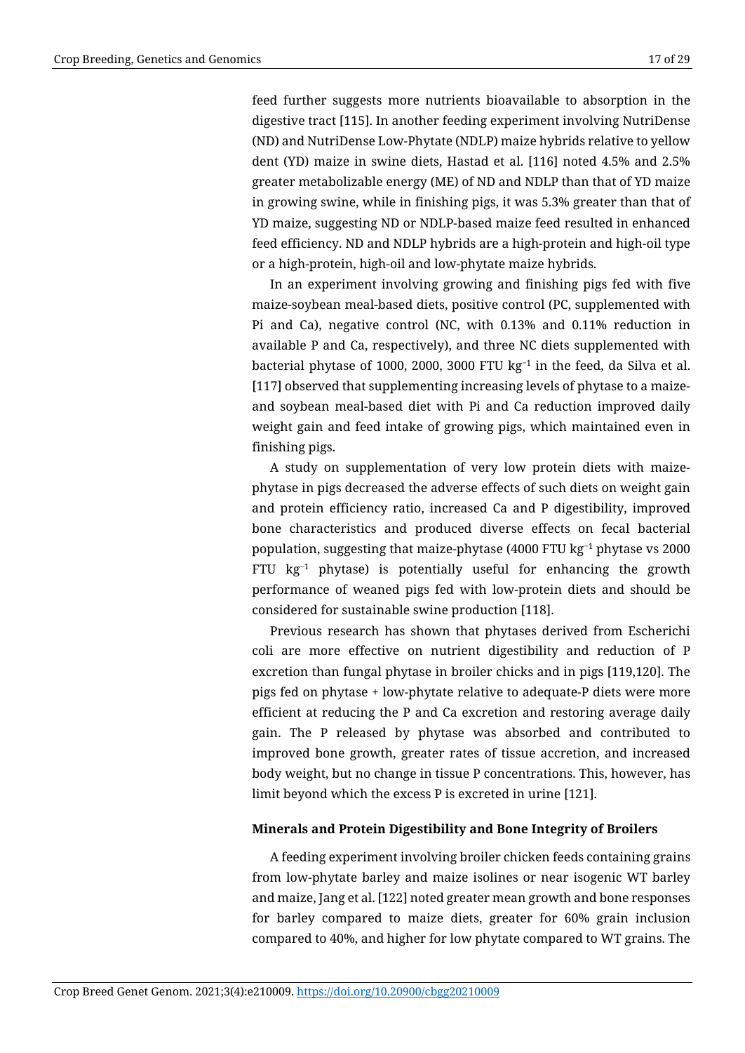feed further suggests more nutrients bioavailable to absorption in the digestive tract [115]. In another feeding experiment involving NutriDense (ND) and NutriDense Low-Phytate (NDLP) maize hybrids relative to yellow dent (YD) maize in swine diets, Hastad et al. [116] noted 4.5% and 2.5% greater metabolizable energy (ME) of ND and NDLP than that of YD maize in growing swine, while in finishing pigs, it was 5.3% greater than that of YD maize, suggesting ND or NDLP-based maize feed resulted in enhanced feed efficiency. ND and NDLP hybrids are a high-protein and high-oil type or a high-protein, high-oil and low-phytate maize hybrids.

In an experiment involving growing and finishing pigs fed with five maize-soybean meal-based diets, positive control (PC, supplemented with Pi and Ca), negative control (NC, with 0.13% and 0.11% reduction in available P and Ca, respectively), and three NC diets supplemented with bacterial phytase of 1000, 2000, 3000 FTU $kg^{-1}$ in the feed, da Silva et al. [117] observed that supplementing increasing levels of phytase to a maize- and soybean meal-based diet with Pi and Ca reduction improved daily weight gain and feed intake of growing pigs, which maintained even in finishing pigs.

A study on supplementation of very low protein diets with maize-phytase in pigs decreased the adverse effects of such diets on weight gain and protein efficiency ratio, increased Ca and P digestibility, improved bone characteristics and produced diverse effects on fecal bacterial population, suggesting that maize-phytase (4000 FTU $kg^{-1}$ phytase vs 2000 FTU $kg^{-1}$ phytase) is potentially useful for enhancing the growth performance of weaned pigs fed with low-protein diets and should be considered for sustainable swine production [118].

Previous research has shown that phytases derived from Escherichi coli are more effective on nutrient digestibility and reduction of P excretion than fungal phytase in broiler chicks and in pigs [119,120]. The pigs fed on phytase + low-phytate relative to adequate-P diets were more efficient at reducing the P and Ca excretion and restoring average daily gain. The P released by phytase was absorbed and contributed to improved bone growth, greater rates of tissue accretion, and increased body weight, but no change in tissue P concentrations. This, however, has limit beyond which the excess P is excreted in urine [121].

#### Minerals and Protein Digestibility and Bone Integrity of Broilers

A feeding experiment involving broiler chicken feeds containing grains from low-phytate barley and maize isolines or near isogenic WT barley and maize, Jang et al. [122] noted greater mean growth and bone responses for barley compared to maize diets, greater for 60% grain inclusion compared to 40%, and higher for low phytate compared to WT grains. The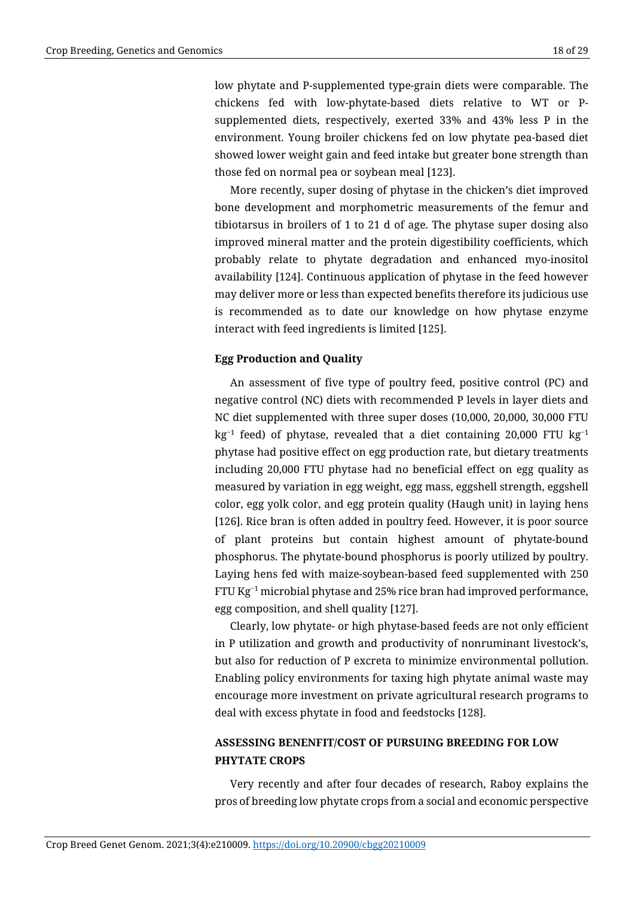low phytate and P-supplemented type-grain diets were comparable. The chickens fed with low-phytate-based diets relative to WT or P-supplemented diets, respectively, exerted 33% and 43% less P in the environment. Young broiler chickens fed on low phytate pea-based diet showed lower weight gain and feed intake but greater bone strength than those fed on normal pea or soybean meal [123].

More recently, super dosing of phytase in the chicken's diet improved bone development and morphometric measurements of the femur and tibiotarsus in broilers of 1 to 21 d of age. The phytase super dosing also improved mineral matter and the protein digestibility coefficients, which probably relate to phytate degradation and enhanced myo-inositol availability [124]. Continuous application of phytase in the feed however may deliver more or less than expected benefits therefore its judicious use is recommended as to date our knowledge on how phytase enzyme interact with feed ingredients is limited [125].

**Egg Production and Quality**

An assessment of five type of poultry feed, positive control (PC) and negative control (NC) diets with recommended P levels in layer diets and NC diet supplemented with three super doses (10,000, 20,000, 30,000 FTU $kg^{-1}$ feed) of phytase, revealed that a diet containing 20,000 FTU $kg^{-1}$ phytase had positive effect on egg production rate, but dietary treatments including 20,000 FTU phytase had no beneficial effect on egg quality as measured by variation in egg weight, egg mass, eggshell strength, eggshell color, egg yolk color, and egg protein quality (Haugh unit) in laying hens [126]. Rice bran is often added in poultry feed. However, it is poor source of plant proteins but contain highest amount of phytate-bound phosphorus. The phytate-bound phosphorus is poorly utilized by poultry. Laying hens fed with maize-soybean-based feed supplemented with 250 FTU $Kg^{-1}$ microbial phytase and 25% rice bran had improved performance, egg composition, and shell quality [127].

Clearly, low phytate- or high phytase-based feeds are not only efficient in P utilization and growth and productivity of nonruminant livestock's, but also for reduction of P excreta to minimize environmental pollution. Enabling policy environments for taxing high phytate animal waste may encourage more investment on private agricultural research programs to deal with excess phytate in food and feedstocks [128].

## ASSESSING BENENFIT/COST OF PURSUING BREEDING FOR LOW PHYTATE CROPS

Very recently and after four decades of research, Raboy explains the pros of breeding low phytate crops from a social and economic perspective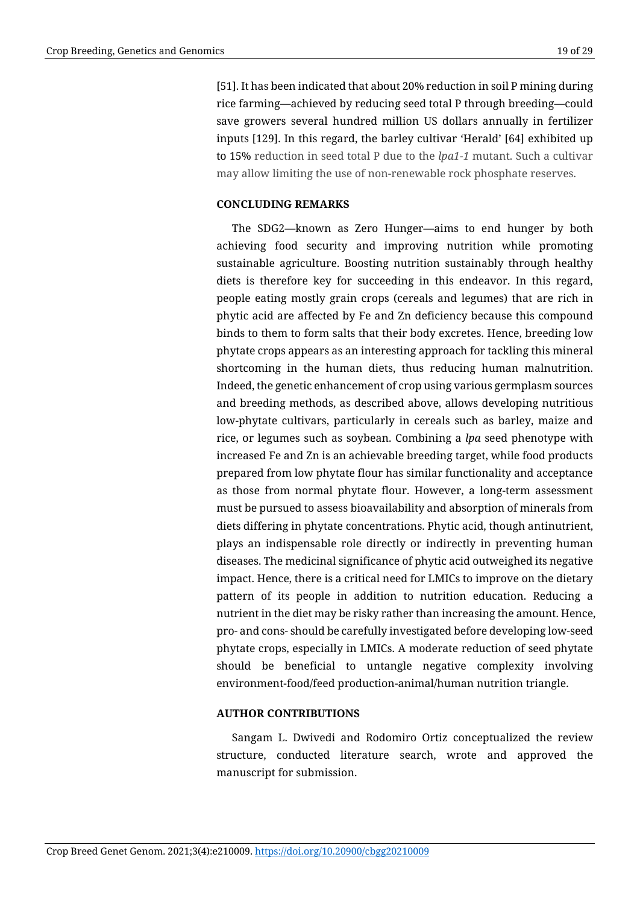[51]. It has been indicated that about 20% reduction in soil P mining during rice farming—achieved by reducing seed total P through breeding—could save growers several hundred million US dollars annually in fertilizer inputs [129]. In this regard, the barley cultivar 'Herald' [64] exhibited up to 15% reduction in seed total P due to the *lpa1-1* mutant. Such a cultivar may allow limiting the use of non-renewable rock phosphate reserves.

## CONCLUDING REMARKS

The SDG2—known as Zero Hunger—aims to end hunger by both achieving food security and improving nutrition while promoting sustainable agriculture. Boosting nutrition sustainably through healthy diets is therefore key for succeeding in this endeavor. In this regard, people eating mostly grain crops (cereals and legumes) that are rich in phytic acid are affected by Fe and Zn deficiency because this compound binds to them to form salts that their body excretes. Hence, breeding low phytate crops appears as an interesting approach for tackling this mineral shortcoming in the human diets, thus reducing human malnutrition. Indeed, the genetic enhancement of crop using various germplasm sources and breeding methods, as described above, allows developing nutritious low-phytate cultivars, particularly in cereals such as barley, maize and rice, or legumes such as soybean. Combining a *lpa* seed phenotype with increased Fe and Zn is an achievable breeding target, while food products prepared from low phytate flour has similar functionality and acceptance as those from normal phytate flour. However, a long-term assessment must be pursued to assess bioavailability and absorption of minerals from diets differing in phytate concentrations. Phytic acid, though antinutrient, plays an indispensable role directly or indirectly in preventing human diseases. The medicinal significance of phytic acid outweighed its negative impact. Hence, there is a critical need for LMICs to improve on the dietary pattern of its people in addition to nutrition education. Reducing a nutrient in the diet may be risky rather than increasing the amount. Hence, pro- and cons- should be carefully investigated before developing low-seed phytate crops, especially in LMICs. A moderate reduction of seed phytate should be beneficial to untangle negative complexity involving environment-food/feed production-animal/human nutrition triangle.

## AUTHOR CONTRIBUTIONS

Sangam L. Dwivedi and Rodomiro Ortiz conceptualized the review structure, conducted literature search, wrote and approved the manuscript for submission.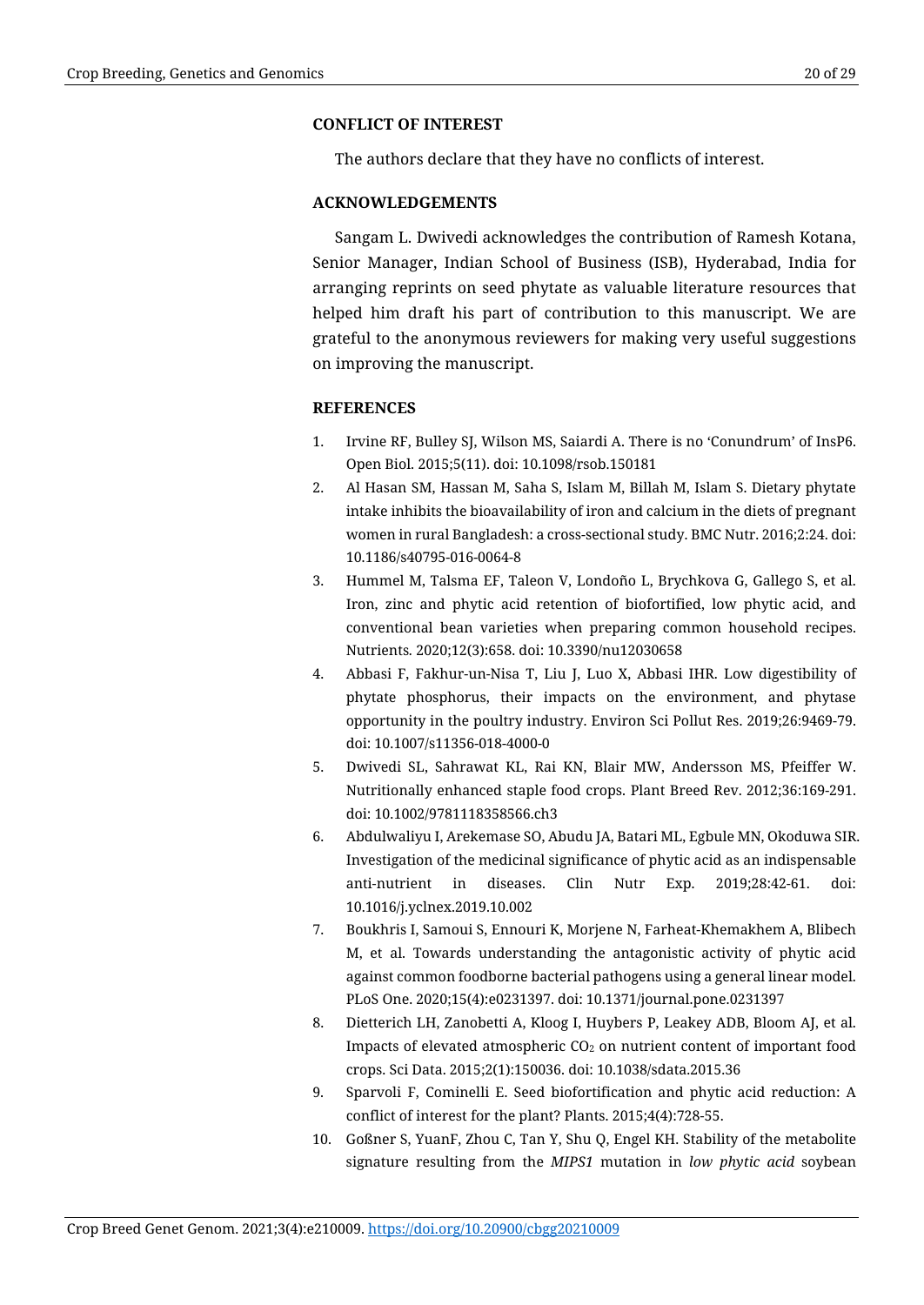## CONFLICT OF INTEREST

The authors declare that they have no conflicts of interest.

## ACKNOWLEDGEMENTS

Sangam L. Dwivedi acknowledges the contribution of Ramesh Kotana, Senior Manager, Indian School of Business (ISB), Hyderabad, India for arranging reprints on seed phytate as valuable literature resources that helped him draft his part of contribution to this manuscript. We are grateful to the anonymous reviewers for making very useful suggestions on improving the manuscript.

## REFERENCES

1. Irvine RF, Bulley SJ, Wilson MS, Saiardi A. There is no 'Conundrum' of InsP6. Open Biol. 2015;5(11). doi: 10.1098/rsob.150181
2. Al Hasan SM, Hassan M, Saha S, Islam M, Billah M, Islam S. Dietary phytate intake inhibits the bioavailability of iron and calcium in the diets of pregnant women in rural Bangladesh: a cross-sectional study. BMC Nutr. 2016;2:24. doi: 10.1186/s40795-016-0064-8
3. Hummel M, Talsma EF, Taleon V, Londoño L, Brychkova G, Gallego S, et al. Iron, zinc and phytic acid retention of biofortified, low phytic acid, and conventional bean varieties when preparing common household recipes. Nutrients. 2020;12(3):658. doi: 10.3390/nu12030658
4. Abbasi F, Fakhur-un-Nisa T, Liu J, Luo X, Abbasi IHR. Low digestibility of phytate phosphorus, their impacts on the environment, and phytase opportunity in the poultry industry. Environ Sci Pollut Res. 2019;26:9469-79. doi: 10.1007/s11356-018-4000-0
5. Dwivedi SL, Sahrawat KL, Rai KN, Blair MW, Andersson MS, Pfeiffer W. Nutritionally enhanced staple food crops. Plant Breed Rev. 2012;36:169-291. doi: 10.1002/9781118358566.ch3
6. Abdulwaliyu I, Arekemase SO, Abudu JA, Batari ML, Egbule MN, Okoduwa SIR. Investigation of the medicinal significance of phytic acid as an indispensable anti-nutrient in diseases. Clin Nutr Exp. 2019;28:42-61. doi: 10.1016/j.yclnex.2019.10.002
7. Boukhris I, Samoui S, Ennouri K, Morjene N, Farheat-Khemakhem A, Blibech M, et al. Towards understanding the antagonistic activity of phytic acid against common foodborne bacterial pathogens using a general linear model. PLoS One. 2020;15(4):e0231397. doi: 10.1371/journal.pone.0231397
8. Dietterich LH, Zanobetti A, Kloog I, Huybers P, Leakey ADB, Bloom AJ, et al. Impacts of elevated atmospheric $CO_2$ on nutrient content of important food crops. Sci Data. 2015;2(1):150036. doi: 10.1038/sdata.2015.36
9. Sparvoli F, Cominelli E. Seed biofortification and phytic acid reduction: A conflict of interest for the plant? Plants. 2015;4(4):728-55.
10. Goßner S, YuanF, Zhou C, Tan Y, Shu Q, Engel KH. Stability of the metabolite signature resulting from the *MIPS1* mutation in *low phytic acid* soybean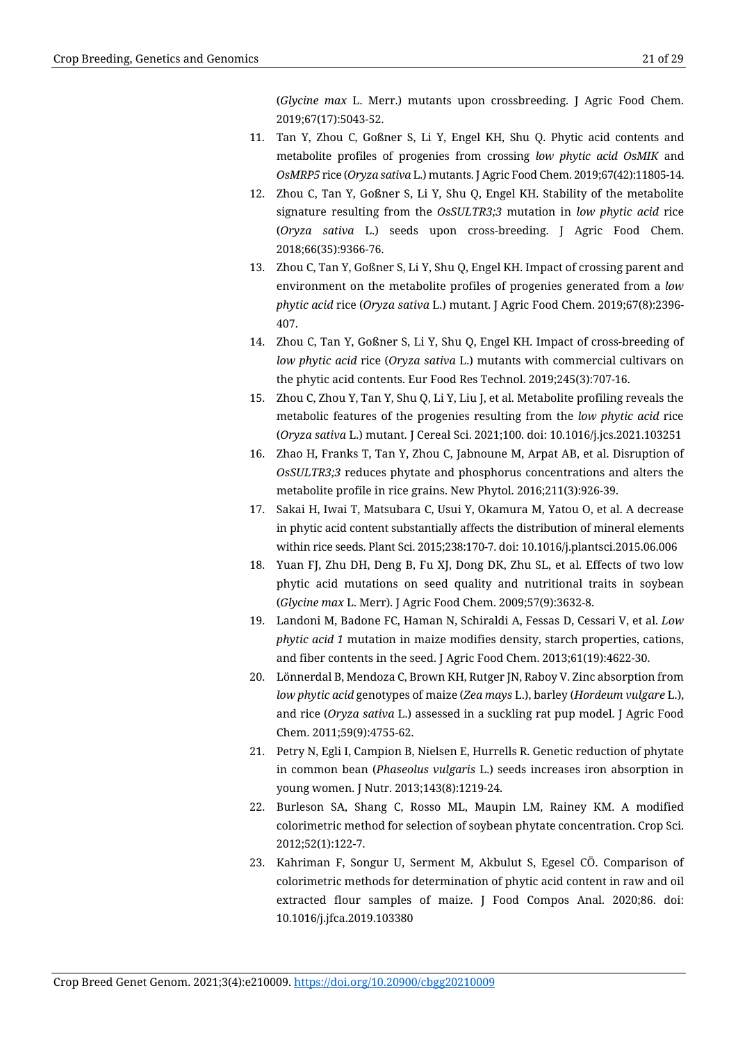(*Glycine max* L. Merr.) mutants upon crossbreeding. J Agric Food Chem. 2019;67(17):5043-52.

11. Tan Y, Zhou C, Goßner S, Li Y, Engel KH, Shu Q. Phytic acid contents and metabolite profiles of progenies from crossing *low phytic acid OsMIK* and *OsMRP5* rice (*Oryza sativa* L.) mutants. J Agric Food Chem. 2019;67(42):11805-14.
12. Zhou C, Tan Y, Goßner S, Li Y, Shu Q, Engel KH. Stability of the metabolite signature resulting from the *OsSULTR3;3* mutation in *low phytic acid* rice (*Oryza sativa* L.) seeds upon cross-breeding. J Agric Food Chem. 2018;66(35):9366-76.
13. Zhou C, Tan Y, Goßner S, Li Y, Shu Q, Engel KH. Impact of crossing parent and environment on the metabolite profiles of progenies generated from a *low phytic acid* rice (*Oryza sativa* L.) mutant. J Agric Food Chem. 2019;67(8):2396-407.
14. Zhou C, Tan Y, Goßner S, Li Y, Shu Q, Engel KH. Impact of cross-breeding of *low phytic acid* rice (*Oryza sativa* L.) mutants with commercial cultivars on the phytic acid contents. Eur Food Res Technol. 2019;245(3):707-16.
15. Zhou C, Zhou Y, Tan Y, Shu Q, Li Y, Liu J, et al. Metabolite profiling reveals the metabolic features of the progenies resulting from the *low phytic acid* rice (*Oryza sativa* L.) mutant. J Cereal Sci. 2021;100. doi: 10.1016/j.jcs.2021.103251
16. Zhao H, Franks T, Tan Y, Zhou C, Jabnoune M, Arpat AB, et al. Disruption of *OsSULTR3;3* reduces phytate and phosphorus concentrations and alters the metabolite profile in rice grains. New Phytol. 2016;211(3):926-39.
17. Sakai H, Iwai T, Matsubara C, Usui Y, Okamura M, Yatou O, et al. A decrease in phytic acid content substantially affects the distribution of mineral elements within rice seeds. Plant Sci. 2015;238:170-7. doi: 10.1016/j.plantsci.2015.06.006
18. Yuan FJ, Zhu DH, Deng B, Fu XJ, Dong DK, Zhu SL, et al. Effects of two low phytic acid mutations on seed quality and nutritional traits in soybean (*Glycine max* L. Merr). J Agric Food Chem. 2009;57(9):3632-8.
19. Landoni M, Badone FC, Haman N, Schiraldi A, Fessas D, Cessari V, et al. *Low phytic acid 1* mutation in maize modifies density, starch properties, cations, and fiber contents in the seed. J Agric Food Chem. 2013;61(19):4622-30.
20. Lönnerdal B, Mendoza C, Brown KH, Rutger JN, Raboy V. Zinc absorption from *low phytic acid* genotypes of maize (*Zea mays* L.), barley (*Hordeum vulgare* L.), and rice (*Oryza sativa* L.) assessed in a suckling rat pup model. J Agric Food Chem. 2011;59(9):4755-62.
21. Petry N, Egli I, Campion B, Nielsen E, Hurrells R. Genetic reduction of phytate in common bean (*Phaseolus vulgaris* L.) seeds increases iron absorption in young women. J Nutr. 2013;143(8):1219-24.
22. Burleson SA, Shang C, Rosso ML, Maupin LM, Rainey KM. A modified colorimetric method for selection of soybean phytate concentration. Crop Sci. 2012;52(1):122-7.
23. Kahriman F, Songur U, Serment M, Akbulut S, Egesel CÖ. Comparison of colorimetric methods for determination of phytic acid content in raw and oil extracted flour samples of maize. J Food Compos Anal. 2020;86. doi: 10.1016/j.jfca.2019.103380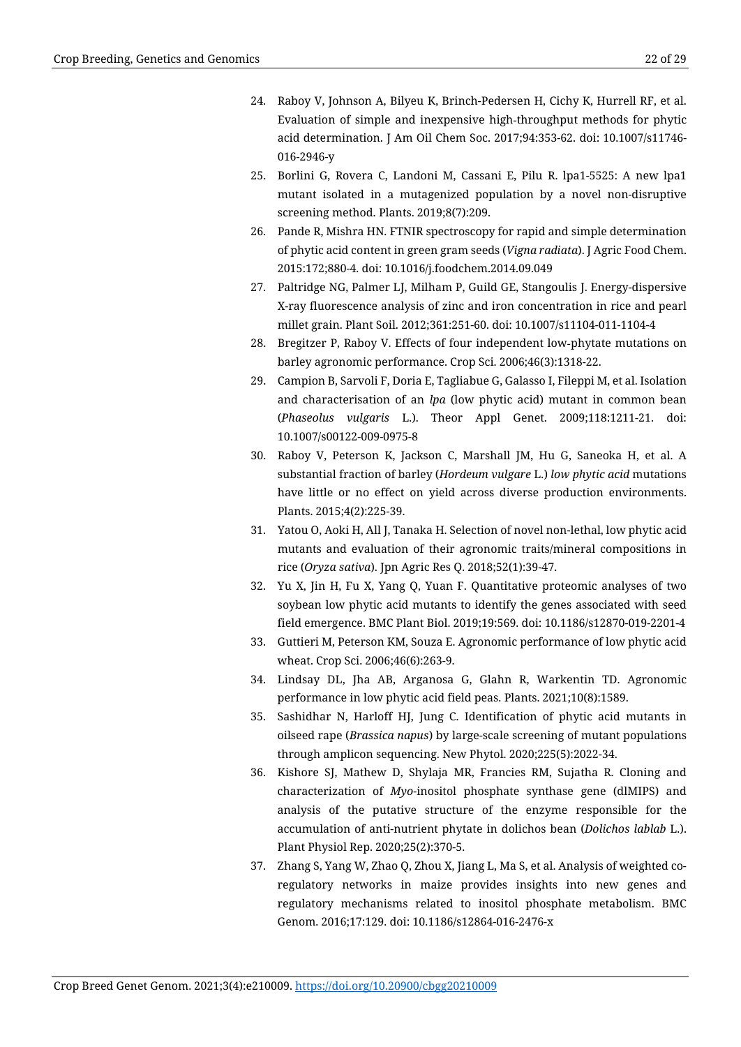24. Raboy V, Johnson A, Bilyeu K, Brinch-Pedersen H, Cichy K, Hurrell RF, et al. Evaluation of simple and inexpensive high-throughput methods for phytic acid determination. J Am Oil Chem Soc. 2017;94:353-62. doi: 10.1007/s11746-016-2946-y
25. Borlini G, Rovera C, Landoni M, Cassani E, Pilu R. lpa1-5525: A new lpa1 mutant isolated in a mutagenized population by a novel non-disruptive screening method. Plants. 2019;8(7):209.
26. Pande R, Mishra HN. FTNIR spectroscopy for rapid and simple determination of phytic acid content in green gram seeds (*Vigna radiata*). J Agric Food Chem. 2015:172;880-4. doi: 10.1016/j.foodchem.2014.09.049
27. Paltridge NG, Palmer LJ, Milham P, Guild GE, Stangoulis J. Energy-dispersive X-ray fluorescence analysis of zinc and iron concentration in rice and pearl millet grain. Plant Soil. 2012;361:251-60. doi: 10.1007/s11104-011-1104-4
28. Bregitzer P, Raboy V. Effects of four independent low-phytate mutations on barley agronomic performance. Crop Sci. 2006;46(3):1318-22.
29. Campion B, Sarvoli F, Doria E, Tagliabue G, Galasso I, Fileppi M, et al. Isolation and characterisation of an *lpa* (low phytic acid) mutant in common bean (*Phaseolus vulgaris* L.). Theor Appl Genet. 2009;118:1211-21. doi: 10.1007/s00122-009-0975-8
30. Raboy V, Peterson K, Jackson C, Marshall JM, Hu G, Saneoka H, et al. A substantial fraction of barley (*Hordeum vulgare* L.) *low phytic acid* mutations have little or no effect on yield across diverse production environments. Plants. 2015;4(2):225-39.
31. Yatou O, Aoki H, All J, Tanaka H. Selection of novel non-lethal, low phytic acid mutants and evaluation of their agronomic traits/mineral compositions in rice (*Oryza sativa*). Jpn Agric Res Q. 2018;52(1):39-47.
32. Yu X, Jin H, Fu X, Yang Q, Yuan F. Quantitative proteomic analyses of two soybean low phytic acid mutants to identify the genes associated with seed field emergence. BMC Plant Biol. 2019;19:569. doi: 10.1186/s12870-019-2201-4
33. Guttieri M, Peterson KM, Souza E. Agronomic performance of low phytic acid wheat. Crop Sci. 2006;46(6):263-9.
34. Lindsay DL, Jha AB, Arganosa G, Glahn R, Warkentin TD. Agronomic performance in low phytic acid field peas. Plants. 2021;10(8):1589.
35. Sashidhar N, Harloff HJ, Jung C. Identification of phytic acid mutants in oilseed rape (*Brassica napus*) by large-scale screening of mutant populations through amplicon sequencing. New Phytol. 2020;225(5):2022-34.
36. Kishore SJ, Mathew D, Shylaja MR, Francies RM, Sujatha R. Cloning and characterization of *Myo*-inositol phosphate synthase gene (dlMIPS) and analysis of the putative structure of the enzyme responsible for the accumulation of anti-nutrient phytate in dolichos bean (*Dolichos lablab* L.). Plant Physiol Rep. 2020;25(2):370-5.
37. Zhang S, Yang W, Zhao Q, Zhou X, Jiang L, Ma S, et al. Analysis of weighted co-regulatory networks in maize provides insights into new genes and regulatory mechanisms related to inositol phosphate metabolism. BMC Genom. 2016;17:129. doi: 10.1186/s12864-016-2476-x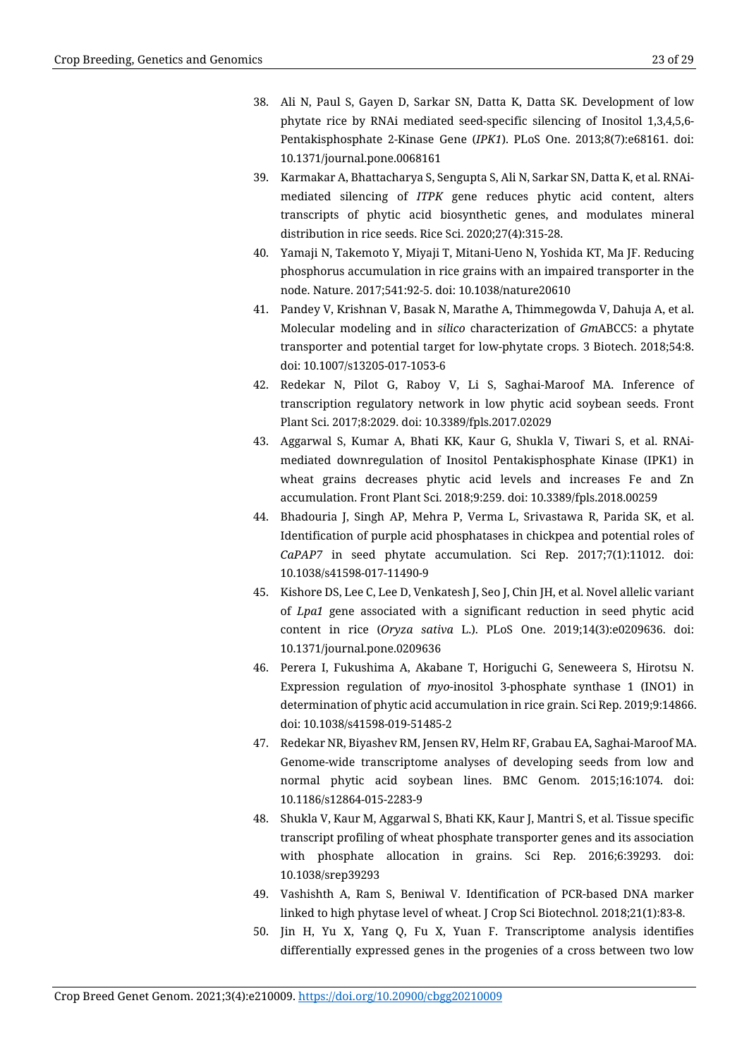38. Ali N, Paul S, Gayen D, Sarkar SN, Datta K, Datta SK. Development of low phytate rice by RNAi mediated seed-specific silencing of Inositol 1,3,4,5,6-Pentakisphosphate 2-Kinase Gene (*IPK1*). PLoS One. 2013;8(7):e68161. doi: 10.1371/journal.pone.0068161
39. Karmakar A, Bhattacharya S, Sengupta S, Ali N, Sarkar SN, Datta K, et al. RNAi-mediated silencing of *ITPK* gene reduces phytic acid content, alters transcripts of phytic acid biosynthetic genes, and modulates mineral distribution in rice seeds. Rice Sci. 2020;27(4):315-28.
40. Yamaji N, Takemoto Y, Miyaji T, Mitani-Ueno N, Yoshida KT, Ma JF. Reducing phosphorus accumulation in rice grains with an impaired transporter in the node. Nature. 2017;541:92-5. doi: 10.1038/nature20610
41. Pandey V, Krishnan V, Basak N, Marathe A, Thimmegowda V, Dahuja A, et al. Molecular modeling and in *silico* characterization of *Gm*ABCC5: a phytate transporter and potential target for low-phytate crops. 3 Biotech. 2018;54:8. doi: 10.1007/s13205-017-1053-6
42. Redekar N, Pilot G, Raboy V, Li S, Saghai-Maroof MA. Inference of transcription regulatory network in low phytic acid soybean seeds. Front Plant Sci. 2017;8:2029. doi: 10.3389/fpls.2017.02029
43. Aggarwal S, Kumar A, Bhati KK, Kaur G, Shukla V, Tiwari S, et al. RNAi-mediated downregulation of Inositol Pentakisphosphate Kinase (IPK1) in wheat grains decreases phytic acid levels and increases Fe and Zn accumulation. Front Plant Sci. 2018;9:259. doi: 10.3389/fpls.2018.00259
44. Bhadouria J, Singh AP, Mehra P, Verma L, Srivastawa R, Parida SK, et al. Identification of purple acid phosphatases in chickpea and potential roles of *CaPAP7* in seed phytate accumulation. Sci Rep. 2017;7(1):11012. doi: 10.1038/s41598-017-11490-9
45. Kishore DS, Lee C, Lee D, Venkatesh J, Seo J, Chin JH, et al. Novel allelic variant of *Lpa1* gene associated with a significant reduction in seed phytic acid content in rice (*Oryza sativa* L.). PLoS One. 2019;14(3):e0209636. doi: 10.1371/journal.pone.0209636
46. Perera I, Fukushima A, Akabane T, Horiguchi G, Seneweera S, Hirotsu N. Expression regulation of *myo*-inositol 3-phosphate synthase 1 (INO1) in determination of phytic acid accumulation in rice grain. Sci Rep. 2019;9:14866. doi: 10.1038/s41598-019-51485-2
47. Redekar NR, Biyashev RM, Jensen RV, Helm RF, Grabau EA, Saghai-Maroof MA. Genome-wide transcriptome analyses of developing seeds from low and normal phytic acid soybean lines. BMC Genom. 2015;16:1074. doi: 10.1186/s12864-015-2283-9
48. Shukla V, Kaur M, Aggarwal S, Bhati KK, Kaur J, Mantri S, et al. Tissue specific transcript profiling of wheat phosphate transporter genes and its association with phosphate allocation in grains. Sci Rep. 2016;6:39293. doi: 10.1038/srep39293
49. Vashishth A, Ram S, Beniwal V. Identification of PCR-based DNA marker linked to high phytase level of wheat. J Crop Sci Biotechnol. 2018;21(1):83-8.
50. Jin H, Yu X, Yang Q, Fu X, Yuan F. Transcriptome analysis identifies differentially expressed genes in the progenies of a cross between two low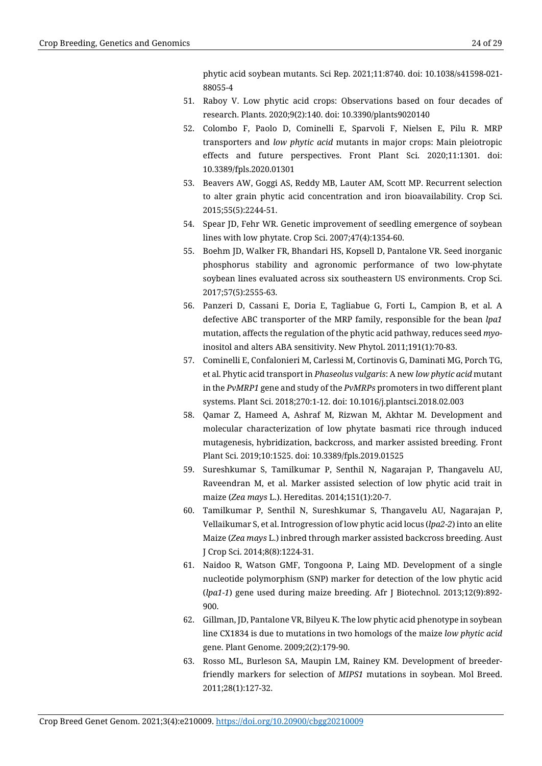phytic acid soybean mutants. Sci Rep. 2021;11:8740. doi: 10.1038/s41598-021-88055-4

51. Raboy V. Low phytic acid crops: Observations based on four decades of research. Plants. 2020;9(2):140. doi: 10.3390/plants9020140
52. Colombo F, Paolo D, Cominelli E, Sparvoli F, Nielsen E, Pilu R. MRP transporters and *low phytic acid* mutants in major crops: Main pleiotropic effects and future perspectives. Front Plant Sci. 2020;11:1301. doi: 10.3389/fpls.2020.01301
53. Beavers AW, Goggi AS, Reddy MB, Lauter AM, Scott MP. Recurrent selection to alter grain phytic acid concentration and iron bioavailability. Crop Sci. 2015;55(5):2244-51.
54. Spear JD, Fehr WR. Genetic improvement of seedling emergence of soybean lines with low phytate. Crop Sci. 2007;47(4):1354-60.
55. Boehm JD, Walker FR, Bhandari HS, Kopsell D, Pantalone VR. Seed inorganic phosphorus stability and agronomic performance of two low-phytate soybean lines evaluated across six southeastern US environments. Crop Sci. 2017;57(5):2555-63.
56. Panzeri D, Cassani E, Doria E, Tagliabue G, Forti L, Campion B, et al. A defective ABC transporter of the MRP family, responsible for the bean *lpa1* mutation, affects the regulation of the phytic acid pathway, reduces seed *myo*-inositol and alters ABA sensitivity. New Phytol. 2011;191(1):70-83.
57. Cominelli E, Confalonieri M, Carlessi M, Cortinovis G, Daminati MG, Porch TG, et al. Phytic acid transport in *Phaseolus vulgaris*: A new *low phytic acid* mutant in the *PvMRP1* gene and study of the *PvMRPs* promoters in two different plant systems. Plant Sci. 2018;270:1-12. doi: 10.1016/j.plantsci.2018.02.003
58. Qamar Z, Hameed A, Ashraf M, Rizwan M, Akhtar M. Development and molecular characterization of low phytate basmati rice through induced mutagenesis, hybridization, backcross, and marker assisted breeding. Front Plant Sci. 2019;10:1525. doi: 10.3389/fpls.2019.01525
59. Sureshkumar S, Tamilkumar P, Senthil N, Nagarajan P, Thangavelu AU, Raveendran M, et al. Marker assisted selection of low phytic acid trait in maize (*Zea mays* L.). Hereditas. 2014;151(1):20-7.
60. Tamilkumar P, Senthil N, Sureshkumar S, Thangavelu AU, Nagarajan P, Vellaikumar S, et al. Introgression of low phytic acid locus (*lpa2-2*) into an elite Maize (*Zea mays* L.) inbred through marker assisted backcross breeding. Aust J Crop Sci. 2014;8(8):1224-31.
61. Naidoo R, Watson GMF, Tongoona P, Laing MD. Development of a single nucleotide polymorphism (SNP) marker for detection of the low phytic acid (*lpa1-1*) gene used during maize breeding. Afr J Biotechnol. 2013;12(9):892-900.
62. Gillman, JD, Pantalone VR, Bilyeu K. The low phytic acid phenotype in soybean line CX1834 is due to mutations in two homologs of the maize *low phytic acid* gene. Plant Genome. 2009;2(2):179-90.
63. Rosso ML, Burleson SA, Maupin LM, Rainey KM. Development of breeder-friendly markers for selection of *MIPS1* mutations in soybean. Mol Breed. 2011;28(1):127-32.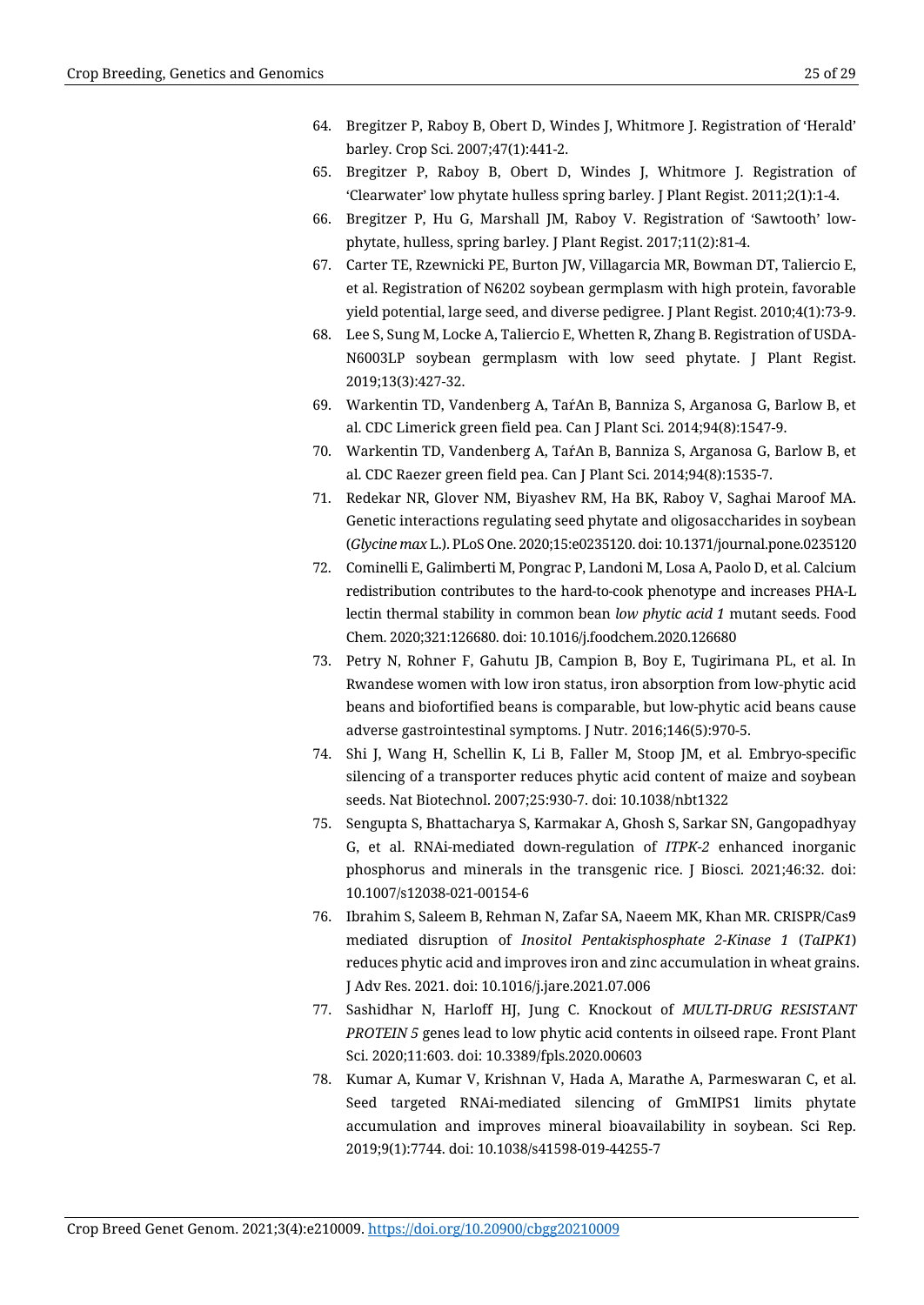64. Bregitzer P, Raboy B, Obert D, Windes J, Whitmore J. Registration of 'Herald' barley. Crop Sci. 2007;47(1):441-2.
65. Bregitzer P, Raboy B, Obert D, Windes J, Whitmore J. Registration of 'Clearwater' low phytate hulless spring barley. J Plant Regist. 2011;2(1):1-4.
66. Bregitzer P, Hu G, Marshall JM, Raboy V. Registration of 'Sawtooth' low-phytate, hulless, spring barley. J Plant Regist. 2017;11(2):81-4.
67. Carter TE, Rzewnicki PE, Burton JW, Villagarcia MR, Bowman DT, Taliercio E, et al. Registration of N6202 soybean germplasm with high protein, favorable yield potential, large seed, and diverse pedigree. J Plant Regist. 2010;4(1):73-9.
68. Lee S, Sung M, Locke A, Taliercio E, Whetten R, Zhang B. Registration of USDA-N6003LP soybean germplasm with low seed phytate. J Plant Regist. 2019;13(3):427-32.
69. Warkentin TD, Vandenberg A, TaŕAn B, Banniza S, Arganosa G, Barlow B, et al. CDC Limerick green field pea. Can J Plant Sci. 2014;94(8):1547-9.
70. Warkentin TD, Vandenberg A, TaŕAn B, Banniza S, Arganosa G, Barlow B, et al. CDC Raezer green field pea. Can J Plant Sci. 2014;94(8):1535-7.
71. Redekar NR, Glover NM, Biyashev RM, Ha BK, Raboy V, Saghai Maroof MA. Genetic interactions regulating seed phytate and oligosaccharides in soybean (*Glycine max* L.). PLoS One. 2020;15:e0235120. doi: 10.1371/journal.pone.0235120
72. Cominelli E, Galimberti M, Pongrac P, Landoni M, Losa A, Paolo D, et al. Calcium redistribution contributes to the hard-to-cook phenotype and increases PHA-L lectin thermal stability in common bean *low phytic acid 1* mutant seeds. Food Chem. 2020;321:126680. doi: 10.1016/j.foodchem.2020.126680
73. Petry N, Rohner F, Gahutu JB, Campion B, Boy E, Tugirimana PL, et al. In Rwandese women with low iron status, iron absorption from low-phytic acid beans and biofortified beans is comparable, but low-phytic acid beans cause adverse gastrointestinal symptoms. J Nutr. 2016;146(5):970-5.
74. Shi J, Wang H, Schellin K, Li B, Faller M, Stoop JM, et al. Embryo-specific silencing of a transporter reduces phytic acid content of maize and soybean seeds. Nat Biotechnol. 2007;25:930-7. doi: 10.1038/nbt1322
75. Sengupta S, Bhattacharya S, Karmakar A, Ghosh S, Sarkar SN, Gangopadhyay G, et al. RNAi-mediated down-regulation of *ITPK-2* enhanced inorganic phosphorus and minerals in the transgenic rice. J Biosci. 2021;46:32. doi: 10.1007/s12038-021-00154-6
76. Ibrahim S, Saleem B, Rehman N, Zafar SA, Naeem MK, Khan MR. CRISPR/Cas9 mediated disruption of *Inositol Pentakisphosphate 2-Kinase 1* (*TaIPK1*) reduces phytic acid and improves iron and zinc accumulation in wheat grains. J Adv Res. 2021. doi: 10.1016/j.jare.2021.07.006
77. Sashidhar N, Harloff HJ, Jung C. Knockout of *MULTI-DRUG RESISTANT PROTEIN 5* genes lead to low phytic acid contents in oilseed rape. Front Plant Sci. 2020;11:603. doi: 10.3389/fpls.2020.00603
78. Kumar A, Kumar V, Krishnan V, Hada A, Marathe A, Parmeswaran C, et al. Seed targeted RNAi-mediated silencing of GmMIPS1 limits phytate accumulation and improves mineral bioavailability in soybean. Sci Rep. 2019;9(1):7744. doi: 10.1038/s41598-019-44255-7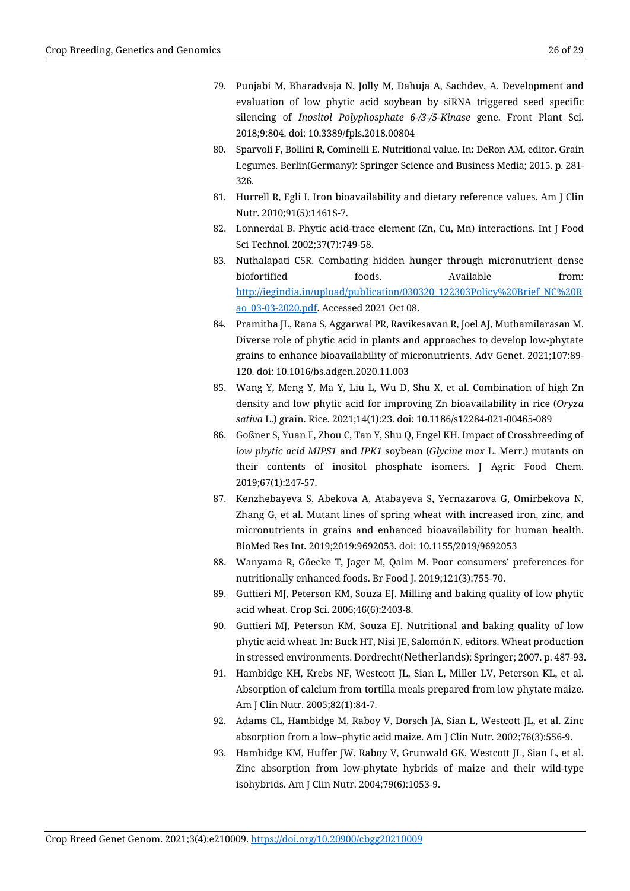79. Punjabi M, Bharadvaja N, Jolly M, Dahuja A, Sachdev, A. Development and evaluation of low phytic acid soybean by siRNA triggered seed specific silencing of *Inositol Polyphosphate 6-/3-/5-Kinase* gene. Front Plant Sci. 2018;9:804. doi: 10.3389/fpls.2018.00804
80. Sparvoli F, Bollini R, Cominelli E. Nutritional value. In: DeRon AM, editor. Grain Legumes. Berlin(Germany): Springer Science and Business Media; 2015. p. 281-326.
81. Hurrell R, Egli I. Iron bioavailability and dietary reference values. Am J Clin Nutr. 2010;91(5):1461S-7.
82. Lonnerdal B. Phytic acid-trace element (Zn, Cu, Mn) interactions. Int J Food Sci Technol. 2002;37(7):749-58.
83. Nuthalapati CSR. Combating hidden hunger through micronutrient dense biofortified foods. Available from: [http://iegindia.in/upload/publication/030320_122303Policy%20Brief_NC%20Rao_03-03-2020.pdf](http://iegindia.in/upload/publication/030320_122303Policy%20Brief_NC%20Rao_03-03-2020.pdf). Accessed 2021 Oct 08.
84. Pramitha JL, Rana S, Aggarwal PR, Ravikesavan R, Joel AJ, Muthamilarasan M. Diverse role of phytic acid in plants and approaches to develop low-phytate grains to enhance bioavailability of micronutrients. Adv Genet. 2021;107:89-120. doi: 10.1016/bs.adgen.2020.11.003
85. Wang Y, Meng Y, Ma Y, Liu L, Wu D, Shu X, et al. Combination of high Zn density and low phytic acid for improving Zn bioavailability in rice (*Oryza sativa* L.) grain. Rice. 2021;14(1):23. doi: 10.1186/s12284-021-00465-089
86. Goßner S, Yuan F, Zhou C, Tan Y, Shu Q, Engel KH. Impact of Crossbreeding of *low phytic acid MIPS1* and *IPK1* soybean (*Glycine max* L. Merr.) mutants on their contents of inositol phosphate isomers. J Agric Food Chem. 2019;67(1):247-57.
87. Kenzhebayeva S, Abekova A, Atabayeva S, Yernazarova G, Omirbekova N, Zhang G, et al. Mutant lines of spring wheat with increased iron, zinc, and micronutrients in grains and enhanced bioavailability for human health. BioMed Res Int. 2019;2019:9692053. doi: 10.1155/2019/9692053
88. Wanyama R, Göecke T, Jager M, Qaim M. Poor consumers' preferences for nutritionally enhanced foods. Br Food J. 2019;121(3):755-70.
89. Guttieri MJ, Peterson KM, Souza EJ. Milling and baking quality of low phytic acid wheat. Crop Sci. 2006;46(6):2403-8.
90. Guttieri MJ, Peterson KM, Souza EJ. Nutritional and baking quality of low phytic acid wheat. In: Buck HT, Nisi JE, Salomón N, editors. Wheat production in stressed environments. Dordrecht(Netherlands): Springer; 2007. p. 487-93.
91. Hambidge KH, Krebs NF, Westcott JL, Sian L, Miller LV, Peterson KL, et al. Absorption of calcium from tortilla meals prepared from low phytate maize. Am J Clin Nutr. 2005;82(1):84-7.
92. Adams CL, Hambidge M, Raboy V, Dorsch JA, Sian L, Westcott JL, et al. Zinc absorption from a low–phytic acid maize. Am J Clin Nutr. 2002;76(3):556-9.
93. Hambidge KM, Huffer JW, Raboy V, Grunwald GK, Westcott JL, Sian L, et al. Zinc absorption from low-phytate hybrids of maize and their wild-type isohybrids. Am J Clin Nutr. 2004;79(6):1053-9.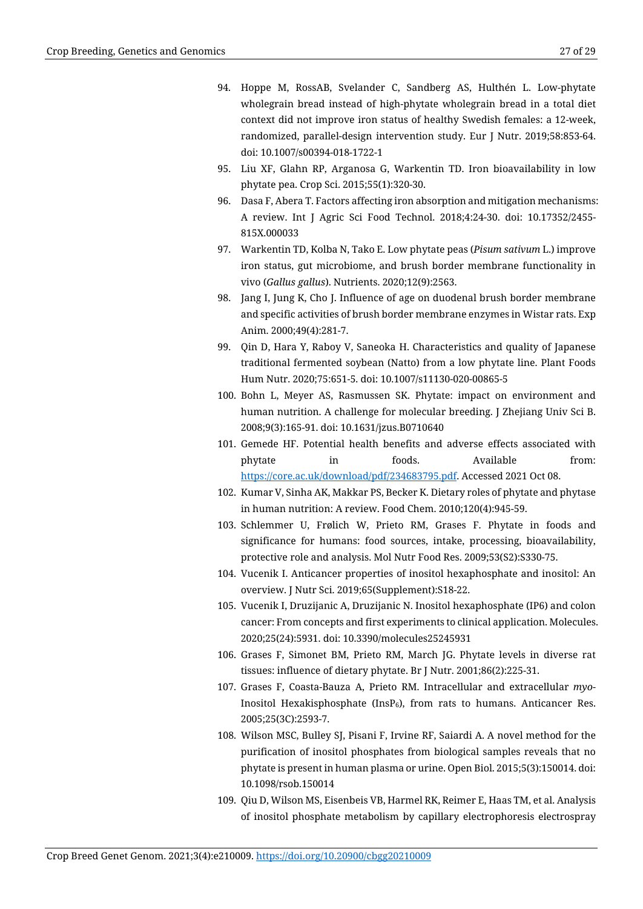94. Hoppe M, RossAB, Svelander C, Sandberg AS, Hulthén L. Low-phytate wholegrain bread instead of high-phytate wholegrain bread in a total diet context did not improve iron status of healthy Swedish females: a 12-week, randomized, parallel-design intervention study. Eur J Nutr. 2019;58:853-64. doi: 10.1007/s00394-018-1722-1
95. Liu XF, Glahn RP, Arganosa G, Warkentin TD. Iron bioavailability in low phytate pea. Crop Sci. 2015;55(1):320-30.
96. Dasa F, Abera T. Factors affecting iron absorption and mitigation mechanisms: A review. Int J Agric Sci Food Technol. 2018;4:24-30. doi: 10.17352/2455-815X.000033
97. Warkentin TD, Kolba N, Tako E. Low phytate peas (*Pisum sativum* L.) improve iron status, gut microbiome, and brush border membrane functionality in vivo (*Gallus gallus*). Nutrients. 2020;12(9):2563.
98. Jang I, Jung K, Cho J. Influence of age on duodenal brush border membrane and specific activities of brush border membrane enzymes in Wistar rats. Exp Anim. 2000;49(4):281-7.
99. Qin D, Hara Y, Raboy V, Saneoka H. Characteristics and quality of Japanese traditional fermented soybean (Natto) from a low phytate line. Plant Foods Hum Nutr. 2020;75:651-5. doi: 10.1007/s11130-020-00865-5
100. Bohn L, Meyer AS, Rasmussen SK. Phytate: impact on environment and human nutrition. A challenge for molecular breeding. J Zhejiang Univ Sci B. 2008;9(3):165-91. doi: 10.1631/jzus.B0710640
101. Gemede HF. Potential health benefits and adverse effects associated with phytate in foods. Available from: https://core.ac.uk/download/pdf/234683795.pdf. Accessed 2021 Oct 08.
102. Kumar V, Sinha AK, Makkar PS, Becker K. Dietary roles of phytate and phytase in human nutrition: A review. Food Chem. 2010;120(4):945-59.
103. Schlemmer U, Frølich W, Prieto RM, Grases F. Phytate in foods and significance for humans: food sources, intake, processing, bioavailability, protective role and analysis. Mol Nutr Food Res. 2009;53(S2):S330-75.
104. Vucenik I. Anticancer properties of inositol hexaphosphate and inositol: An overview. J Nutr Sci. 2019;65(Supplement):S18-22.
105. Vucenik I, Druzijanic A, Druzijanic N. Inositol hexaphosphate (IP6) and colon cancer: From concepts and first experiments to clinical application. Molecules. 2020;25(24):5931. doi: 10.3390/molecules25245931
106. Grases F, Simonet BM, Prieto RM, March JG. Phytate levels in diverse rat tissues: influence of dietary phytate. Br J Nutr. 2001;86(2):225-31.
107. Grases F, Coasta-Bauza A, Prieto RM. Intracellular and extracellular *myo*-Inositol Hexakisphosphate ($InsP_6$), from rats to humans. Anticancer Res. 2005;25(3C):2593-7.
108. Wilson MSC, Bulley SJ, Pisani F, Irvine RF, Saiardi A. A novel method for the purification of inositol phosphates from biological samples reveals that no phytate is present in human plasma or urine. Open Biol. 2015;5(3):150014. doi: 10.1098/rsob.150014
109. Qiu D, Wilson MS, Eisenbeis VB, Harmel RK, Reimer E, Haas TM, et al. Analysis of inositol phosphate metabolism by capillary electrophoresis electrospray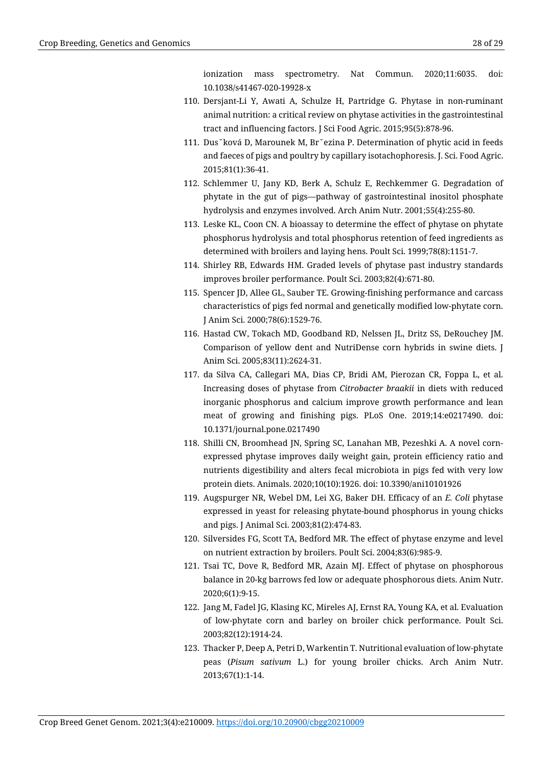ionization mass spectrometry. Nat Commun. 2020;11:6035. doi: 10.1038/s41467-020-19928-x

110. Dersjant-Li Y, Awati A, Schulze H, Partridge G. Phytase in non-ruminant animal nutrition: a critical review on phytase activities in the gastrointestinal tract and influencing factors. J Sci Food Agric. 2015;95(5):878-96.
111. Dusˇková D, Marounek M, Brˇezina P. Determination of phytic acid in feeds and faeces of pigs and poultry by capillary isotachophoresis. J. Sci. Food Agric. 2015;81(1):36-41.
112. Schlemmer U, Jany KD, Berk A, Schulz E, Rechkemmer G. Degradation of phytate in the gut of pigs—pathway of gastrointestinal inositol phosphate hydrolysis and enzymes involved. Arch Anim Nutr. 2001;55(4):255-80.
113. Leske KL, Coon CN. A bioassay to determine the effect of phytase on phytate phosphorus hydrolysis and total phosphorus retention of feed ingredients as determined with broilers and laying hens. Poult Sci. 1999;78(8):1151-7.
114. Shirley RB, Edwards HM. Graded levels of phytase past industry standards improves broiler performance. Poult Sci. 2003;82(4):671-80.
115. Spencer JD, Allee GL, Sauber TE. Growing-finishing performance and carcass characteristics of pigs fed normal and genetically modified low-phytate corn. J Anim Sci. 2000;78(6):1529-76.
116. Hastad CW, Tokach MD, Goodband RD, Nelssen JL, Dritz SS, DeRouchey JM. Comparison of yellow dent and NutriDense corn hybrids in swine diets. J Anim Sci. 2005;83(11):2624-31.
117. da Silva CA, Callegari MA, Dias CP, Bridi AM, Pierozan CR, Foppa L, et al. Increasing doses of phytase from *Citrobacter braakii* in diets with reduced inorganic phosphorus and calcium improve growth performance and lean meat of growing and finishing pigs. PLoS One. 2019;14:e0217490. doi: 10.1371/journal.pone.0217490
118. Shilli CN, Broomhead JN, Spring SC, Lanahan MB, Pezeshki A. A novel corn-expressed phytase improves daily weight gain, protein efficiency ratio and nutrients digestibility and alters fecal microbiota in pigs fed with very low protein diets. Animals. 2020;10(10):1926. doi: 10.3390/ani10101926
119. Augspurger NR, Webel DM, Lei XG, Baker DH. Efficacy of an *E. Coli* phytase expressed in yeast for releasing phytate-bound phosphorus in young chicks and pigs. J Animal Sci. 2003;81(2):474-83.
120. Silversides FG, Scott TA, Bedford MR. The effect of phytase enzyme and level on nutrient extraction by broilers. Poult Sci. 2004;83(6):985-9.
121. Tsai TC, Dove R, Bedford MR, Azain MJ. Effect of phytase on phosphorous balance in 20-kg barrows fed low or adequate phosphorous diets. Anim Nutr. 2020;6(1):9-15.
122. Jang M, Fadel JG, Klasing KC, Mireles AJ, Ernst RA, Young KA, et al. Evaluation of low-phytate corn and barley on broiler chick performance. Poult Sci. 2003;82(12):1914-24.
123. Thacker P, Deep A, Petri D, Warkentin T. Nutritional evaluation of low-phytate peas (*Pisum sativum* L.) for young broiler chicks. Arch Anim Nutr. 2013;67(1):1-14.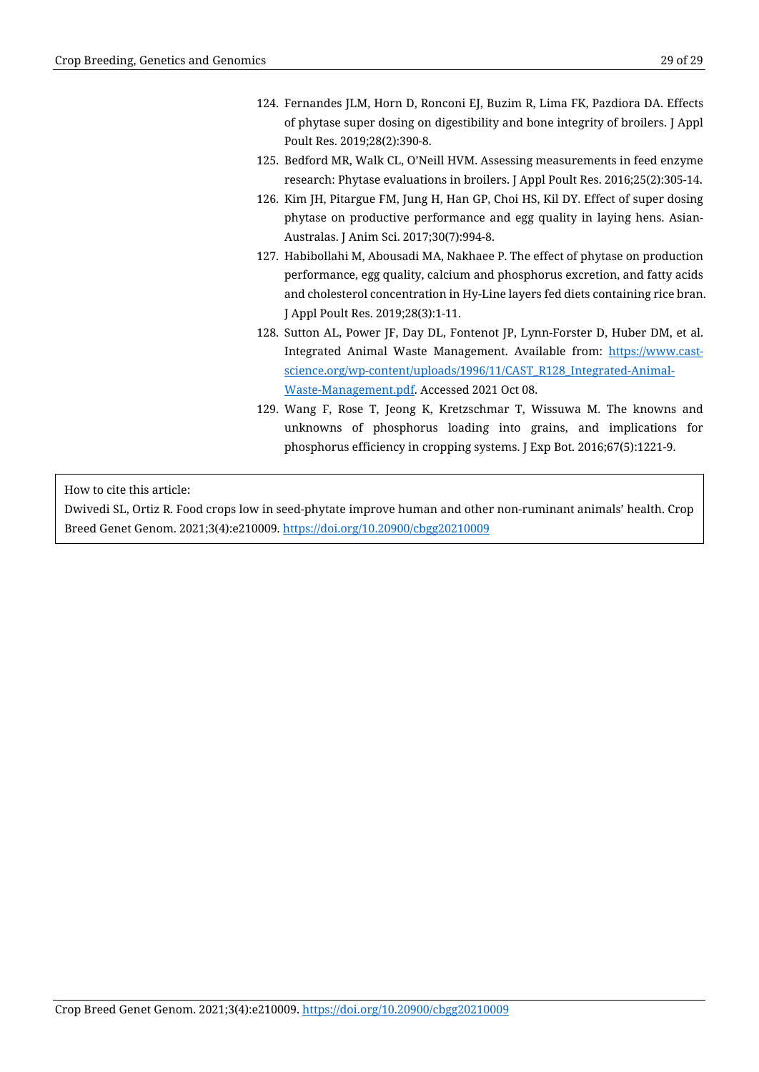124. Fernandes JLM, Horn D, Ronconi EJ, Buzim R, Lima FK, Pazdiora DA. Effects of phytase super dosing on digestibility and bone integrity of broilers. J Appl Poult Res. 2019;28(2):390-8.
125. Bedford MR, Walk CL, O'Neill HVM. Assessing measurements in feed enzyme research: Phytase evaluations in broilers. J Appl Poult Res. 2016;25(2):305-14.
126. Kim JH, Pitargue FM, Jung H, Han GP, Choi HS, Kil DY. Effect of super dosing phytase on productive performance and egg quality in laying hens. Asian-Australas. J Anim Sci. 2017;30(7):994-8.
127. Habibollahi M, Abousadi MA, Nakhaee P. The effect of phytase on production performance, egg quality, calcium and phosphorus excretion, and fatty acids and cholesterol concentration in Hy-Line layers fed diets containing rice bran. J Appl Poult Res. 2019;28(3):1-11.
128. Sutton AL, Power JF, Day DL, Fontenot JP, Lynn-Forster D, Huber DM, et al. Integrated Animal Waste Management. Available from: https://www.cast-science.org/wp-content/uploads/1996/11/CAST_R128_Integrated-Animal-Waste-Management.pdf. Accessed 2021 Oct 08.
129. Wang F, Rose T, Jeong K, Kretzschmar T, Wissuwa M. The knowns and unknowns of phosphorus loading into grains, and implications for phosphorus efficiency in cropping systems. J Exp Bot. 2016;67(5):1221-9.

How to cite this article:
Dwivedi SL, Ortiz R. Food crops low in seed-phytate improve human and other non-ruminant animals' health. Crop Breed Genet Genom. 2021;3(4):e210009. https://doi.org/10.20900/cbgg20210009